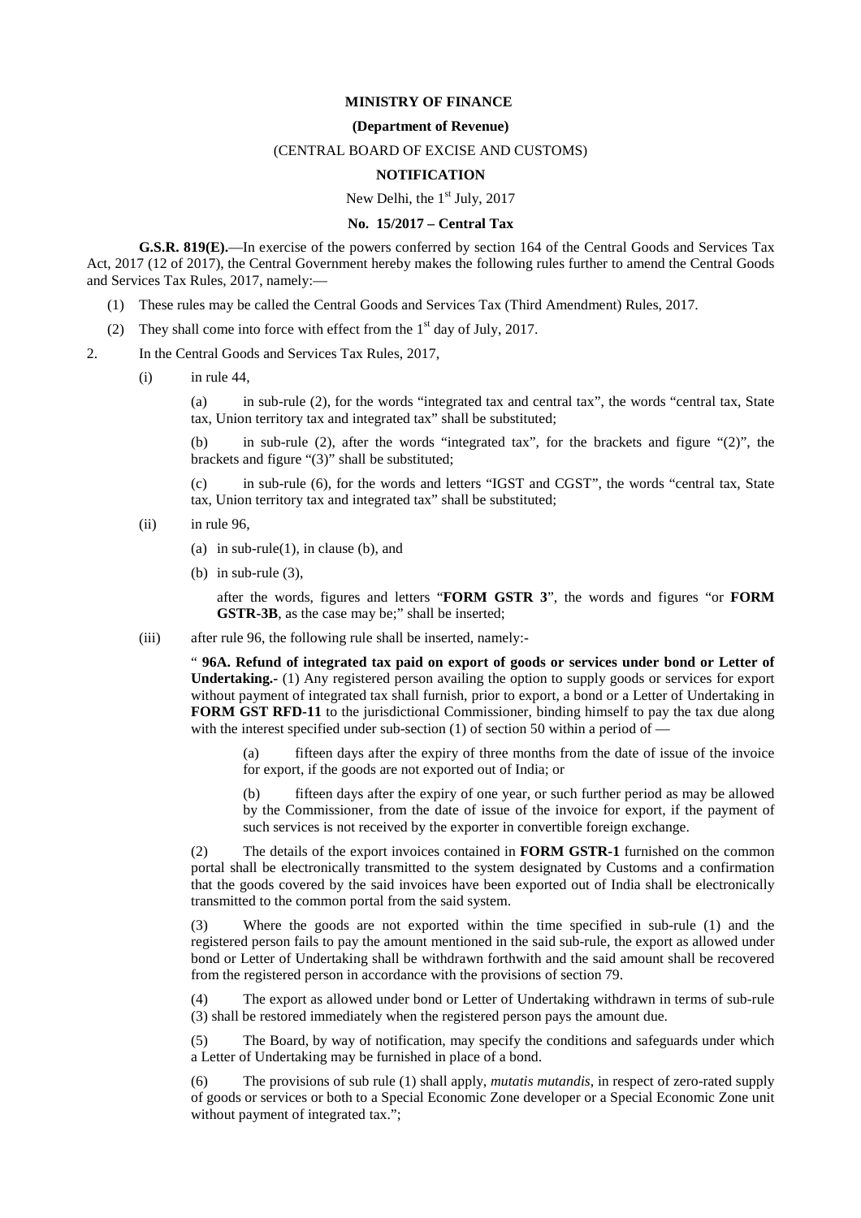**MINISTRY OF FINANCE**

**(Department of Revenue)**

(CENTRAL BOARD OF EXCISE AND CUSTOMS)

**NOTIFICATION**

New Delhi, the 1st July, 2017

**No. 15/2017 – Central Tax**

**G.S.R. 819(E).**—In exercise of the powers conferred by section 164 of the Central Goods and Services Tax Act, 2017 (12 of 2017), the Central Government hereby makes the following rules further to amend the Central Goods and Services Tax Rules, 2017, namely:—

(1) These rules may be called the Central Goods and Services Tax (Third Amendment) Rules, 2017.

(2) They shall come into force with effect from the 1st day of July, 2017.

2. In the Central Goods and Services Tax Rules, 2017,

(i) in rule 44,

(a) in sub-rule (2), for the words "integrated tax and central tax", the words "central tax, State tax, Union territory tax and integrated tax" shall be substituted;

(b) in sub-rule (2), after the words "integrated tax", for the brackets and figure "(2)", the brackets and figure "(3)" shall be substituted;

(c) in sub-rule (6), for the words and letters "IGST and CGST", the words "central tax, State tax, Union territory tax and integrated tax" shall be substituted;

(ii) in rule 96,

(a) in sub-rule(1), in clause (b), and

(b) in sub-rule (3),

after the words, figures and letters "**FORM GSTR 3**", the words and figures "or **FORM GSTR-3B**, as the case may be;" shall be inserted;

(iii) after rule 96, the following rule shall be inserted, namely:-

" **96A. Refund of integrated tax paid on export of goods or services under bond or Letter of Undertaking.-** (1) Any registered person availing the option to supply goods or services for export without payment of integrated tax shall furnish, prior to export, a bond or a Letter of Undertaking in **FORM GST RFD-11** to the jurisdictional Commissioner, binding himself to pay the tax due along with the interest specified under sub-section (1) of section 50 within a period of —

(a) fifteen days after the expiry of three months from the date of issue of the invoice for export, if the goods are not exported out of India; or

(b) fifteen days after the expiry of one year, or such further period as may be allowed by the Commissioner, from the date of issue of the invoice for export, if the payment of such services is not received by the exporter in convertible foreign exchange.

(2) The details of the export invoices contained in **FORM GSTR-1** furnished on the common portal shall be electronically transmitted to the system designated by Customs and a confirmation that the goods covered by the said invoices have been exported out of India shall be electronically transmitted to the common portal from the said system.

(3) Where the goods are not exported within the time specified in sub-rule (1) and the registered person fails to pay the amount mentioned in the said sub-rule, the export as allowed under bond or Letter of Undertaking shall be withdrawn forthwith and the said amount shall be recovered from the registered person in accordance with the provisions of section 79.

(4) The export as allowed under bond or Letter of Undertaking withdrawn in terms of sub-rule (3) shall be restored immediately when the registered person pays the amount due.

(5) The Board, by way of notification, may specify the conditions and safeguards under which a Letter of Undertaking may be furnished in place of a bond.

(6) The provisions of sub rule (1) shall apply, *mutatis mutandis*, in respect of zero-rated supply of goods or services or both to a Special Economic Zone developer or a Special Economic Zone unit without payment of integrated tax.";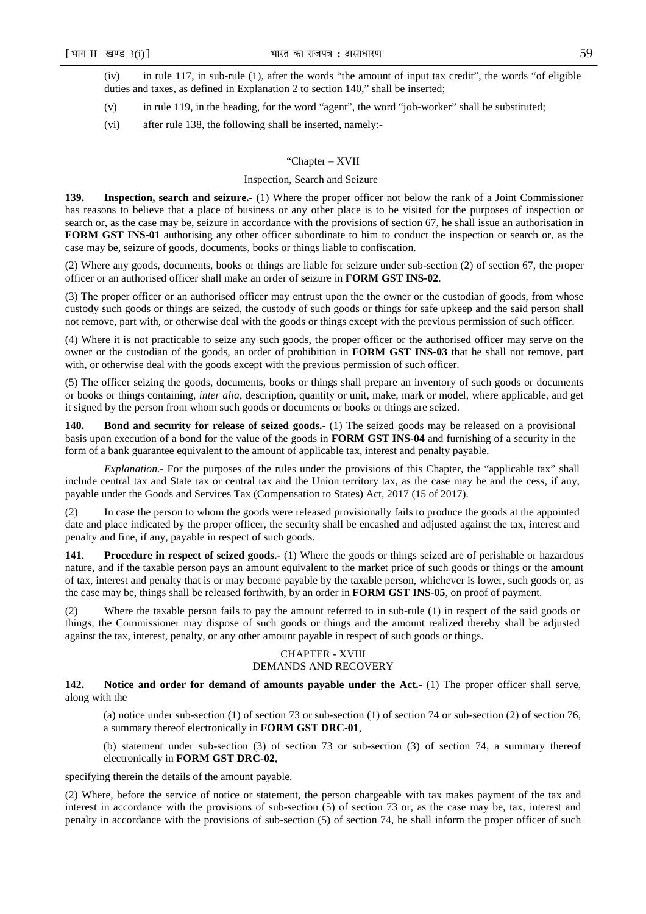(iv) in rule 117, in sub-rule (1), after the words "the amount of input tax credit", the words "of eligible duties and taxes, as defined in Explanation 2 to section 140," shall be inserted;

(v) in rule 119, in the heading, for the word "agent", the word "job-worker" shall be substituted;

(vi) after rule 138, the following shall be inserted, namely:-

"Chapter – XVII

Inspection, Search and Seizure

**139. Inspection, search and seizure.-** (1) Where the proper officer not below the rank of a Joint Commissioner has reasons to believe that a place of business or any other place is to be visited for the purposes of inspection or search or, as the case may be, seizure in accordance with the provisions of section 67, he shall issue an authorisation in **FORM GST INS-01** authorising any other officer subordinate to him to conduct the inspection or search or, as the case may be, seizure of goods, documents, books or things liable to confiscation.

(2) Where any goods, documents, books or things are liable for seizure under sub-section (2) of section 67, the proper officer or an authorised officer shall make an order of seizure in **FORM GST INS-02**.

(3) The proper officer or an authorised officer may entrust upon the the owner or the custodian of goods, from whose custody such goods or things are seized, the custody of such goods or things for safe upkeep and the said person shall not remove, part with, or otherwise deal with the goods or things except with the previous permission of such officer.

(4) Where it is not practicable to seize any such goods, the proper officer or the authorised officer may serve on the owner or the custodian of the goods, an order of prohibition in **FORM GST INS-03** that he shall not remove, part with, or otherwise deal with the goods except with the previous permission of such officer.

(5) The officer seizing the goods, documents, books or things shall prepare an inventory of such goods or documents or books or things containing, *inter alia*, description, quantity or unit, make, mark or model, where applicable, and get it signed by the person from whom such goods or documents or books or things are seized.

**140. Bond and security for release of seized goods.-** (1) The seized goods may be released on a provisional basis upon execution of a bond for the value of the goods in **FORM GST INS-04** and furnishing of a security in the form of a bank guarantee equivalent to the amount of applicable tax, interest and penalty payable.

*Explanation*.- For the purposes of the rules under the provisions of this Chapter, the "applicable tax" shall include central tax and State tax or central tax and the Union territory tax, as the case may be and the cess, if any, payable under the Goods and Services Tax (Compensation to States) Act, 2017 (15 of 2017).

(2) In case the person to whom the goods were released provisionally fails to produce the goods at the appointed date and place indicated by the proper officer, the security shall be encashed and adjusted against the tax, interest and penalty and fine, if any, payable in respect of such goods.

**141. Procedure in respect of seized goods.-** (1) Where the goods or things seized are of perishable or hazardous nature, and if the taxable person pays an amount equivalent to the market price of such goods or things or the amount of tax, interest and penalty that is or may become payable by the taxable person, whichever is lower, such goods or, as the case may be, things shall be released forthwith, by an order in **FORM GST INS-05**, on proof of payment.

(2) Where the taxable person fails to pay the amount referred to in sub-rule (1) in respect of the said goods or things, the Commissioner may dispose of such goods or things and the amount realized thereby shall be adjusted against the tax, interest, penalty, or any other amount payable in respect of such goods or things.

CHAPTER - XVIII

DEMANDS AND RECOVERY

**142. Notice and order for demand of amounts payable under the Act.-** (1) The proper officer shall serve, along with the

(a) notice under sub-section (1) of section 73 or sub-section (1) of section 74 or sub-section (2) of section 76, a summary thereof electronically in **FORM GST DRC-01**,

(b) statement under sub-section (3) of section 73 or sub-section (3) of section 74, a summary thereof electronically in **FORM GST DRC-02**,

specifying therein the details of the amount payable.

(2) Where, before the service of notice or statement, the person chargeable with tax makes payment of the tax and interest in accordance with the provisions of sub-section (5) of section 73 or, as the case may be, tax, interest and penalty in accordance with the provisions of sub-section (5) of section 74, he shall inform the proper officer of such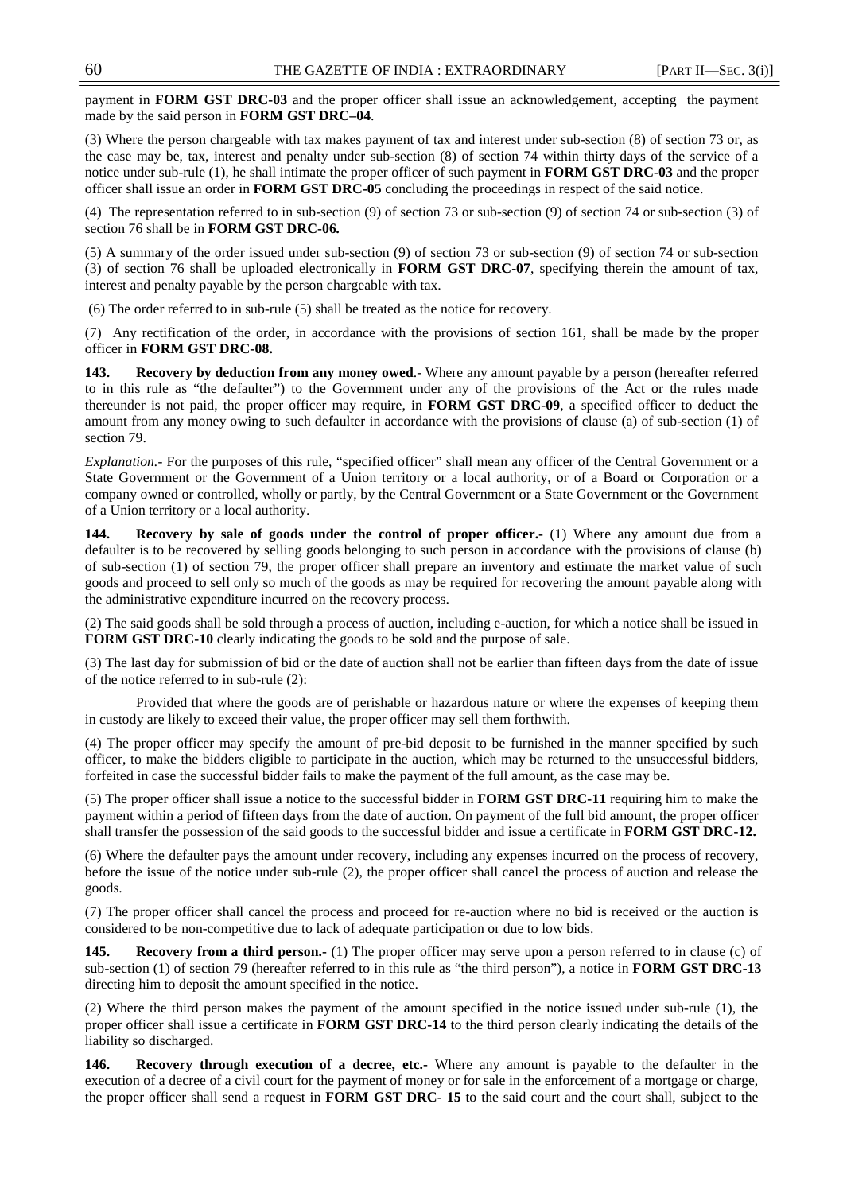payment in **FORM GST DRC-03** and the proper officer shall issue an acknowledgement, accepting the payment made by the said person in **FORM GST DRC–04**.

(3) Where the person chargeable with tax makes payment of tax and interest under sub-section (8) of section 73 or, as the case may be, tax, interest and penalty under sub-section (8) of section 74 within thirty days of the service of a notice under sub-rule (1), he shall intimate the proper officer of such payment in **FORM GST DRC-03** and the proper officer shall issue an order in **FORM GST DRC-05** concluding the proceedings in respect of the said notice.

(4) The representation referred to in sub-section (9) of section 73 or sub-section (9) of section 74 or sub-section (3) of section 76 shall be in **FORM GST DRC-06.**

(5) A summary of the order issued under sub-section (9) of section 73 or sub-section (9) of section 74 or sub-section (3) of section 76 shall be uploaded electronically in **FORM GST DRC-07**, specifying therein the amount of tax, interest and penalty payable by the person chargeable with tax.

(6) The order referred to in sub-rule (5) shall be treated as the notice for recovery.

(7) Any rectification of the order, in accordance with the provisions of section 161, shall be made by the proper officer in **FORM GST DRC-08.**

**143. Recovery by deduction from any money owed**.- Where any amount payable by a person (hereafter referred to in this rule as "the defaulter") to the Government under any of the provisions of the Act or the rules made thereunder is not paid, the proper officer may require, in **FORM GST DRC-09**, a specified officer to deduct the amount from any money owing to such defaulter in accordance with the provisions of clause (a) of sub-section (1) of section 79.

*Explanation.*- For the purposes of this rule, "specified officer" shall mean any officer of the Central Government or a State Government or the Government of a Union territory or a local authority, or of a Board or Corporation or a company owned or controlled, wholly or partly, by the Central Government or a State Government or the Government of a Union territory or a local authority.

**144. Recovery by sale of goods under the control of proper officer.-** (1) Where any amount due from a defaulter is to be recovered by selling goods belonging to such person in accordance with the provisions of clause (b) of sub-section (1) of section 79, the proper officer shall prepare an inventory and estimate the market value of such goods and proceed to sell only so much of the goods as may be required for recovering the amount payable along with the administrative expenditure incurred on the recovery process.

(2) The said goods shall be sold through a process of auction, including e-auction, for which a notice shall be issued in **FORM GST DRC-10** clearly indicating the goods to be sold and the purpose of sale.

(3) The last day for submission of bid or the date of auction shall not be earlier than fifteen days from the date of issue of the notice referred to in sub-rule (2):

Provided that where the goods are of perishable or hazardous nature or where the expenses of keeping them in custody are likely to exceed their value, the proper officer may sell them forthwith.

(4) The proper officer may specify the amount of pre-bid deposit to be furnished in the manner specified by such officer, to make the bidders eligible to participate in the auction, which may be returned to the unsuccessful bidders, forfeited in case the successful bidder fails to make the payment of the full amount, as the case may be.

(5) The proper officer shall issue a notice to the successful bidder in **FORM GST DRC-11** requiring him to make the payment within a period of fifteen days from the date of auction. On payment of the full bid amount, the proper officer shall transfer the possession of the said goods to the successful bidder and issue a certificate in **FORM GST DRC-12.**

(6) Where the defaulter pays the amount under recovery, including any expenses incurred on the process of recovery, before the issue of the notice under sub-rule (2), the proper officer shall cancel the process of auction and release the goods.

(7) The proper officer shall cancel the process and proceed for re-auction where no bid is received or the auction is considered to be non-competitive due to lack of adequate participation or due to low bids.

**145. Recovery from a third person.-** (1) The proper officer may serve upon a person referred to in clause (c) of sub-section (1) of section 79 (hereafter referred to in this rule as "the third person"), a notice in **FORM GST DRC-13** directing him to deposit the amount specified in the notice.

(2) Where the third person makes the payment of the amount specified in the notice issued under sub-rule (1), the proper officer shall issue a certificate in **FORM GST DRC-14** to the third person clearly indicating the details of the liability so discharged.

**146. Recovery through execution of a decree, etc.-** Where any amount is payable to the defaulter in the execution of a decree of a civil court for the payment of money or for sale in the enforcement of a mortgage or charge, the proper officer shall send a request in **FORM GST DRC- 15** to the said court and the court shall, subject to the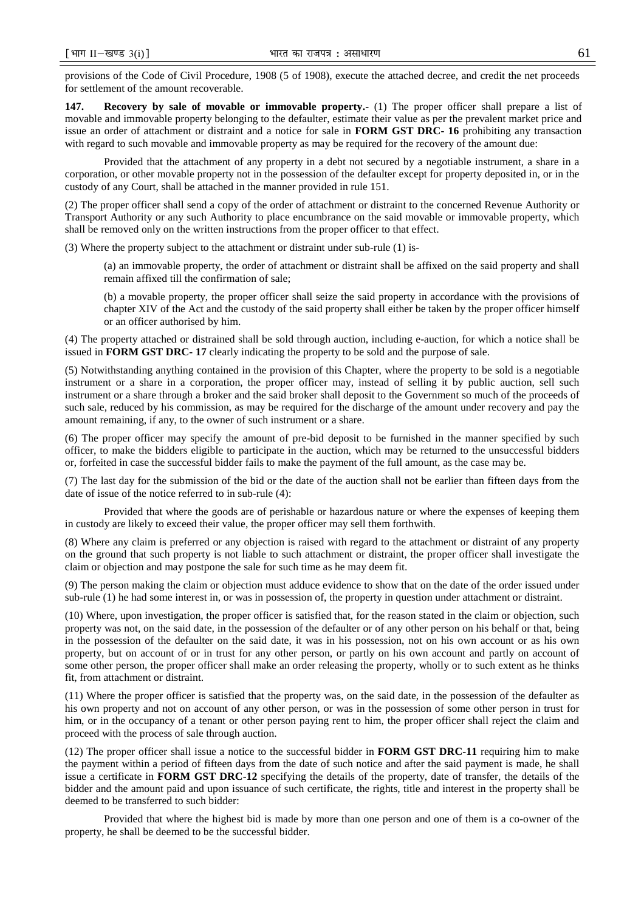provisions of the Code of Civil Procedure, 1908 (5 of 1908), execute the attached decree, and credit the net proceeds for settlement of the amount recoverable.

**147. Recovery by sale of movable or immovable property.-** (1) The proper officer shall prepare a list of movable and immovable property belonging to the defaulter, estimate their value as per the prevalent market price and issue an order of attachment or distraint and a notice for sale in **FORM GST DRC- 16** prohibiting any transaction with regard to such movable and immovable property as may be required for the recovery of the amount due:

Provided that the attachment of any property in a debt not secured by a negotiable instrument, a share in a corporation, or other movable property not in the possession of the defaulter except for property deposited in, or in the custody of any Court, shall be attached in the manner provided in rule 151.

(2) The proper officer shall send a copy of the order of attachment or distraint to the concerned Revenue Authority or Transport Authority or any such Authority to place encumbrance on the said movable or immovable property, which shall be removed only on the written instructions from the proper officer to that effect.

(3) Where the property subject to the attachment or distraint under sub-rule (1) is-

(a) an immovable property, the order of attachment or distraint shall be affixed on the said property and shall remain affixed till the confirmation of sale;

(b) a movable property, the proper officer shall seize the said property in accordance with the provisions of chapter XIV of the Act and the custody of the said property shall either be taken by the proper officer himself or an officer authorised by him.

(4) The property attached or distrained shall be sold through auction, including e-auction, for which a notice shall be issued in **FORM GST DRC- 17** clearly indicating the property to be sold and the purpose of sale.

(5) Notwithstanding anything contained in the provision of this Chapter, where the property to be sold is a negotiable instrument or a share in a corporation, the proper officer may, instead of selling it by public auction, sell such instrument or a share through a broker and the said broker shall deposit to the Government so much of the proceeds of such sale, reduced by his commission, as may be required for the discharge of the amount under recovery and pay the amount remaining, if any, to the owner of such instrument or a share.

(6) The proper officer may specify the amount of pre-bid deposit to be furnished in the manner specified by such officer, to make the bidders eligible to participate in the auction, which may be returned to the unsuccessful bidders or, forfeited in case the successful bidder fails to make the payment of the full amount, as the case may be.

(7) The last day for the submission of the bid or the date of the auction shall not be earlier than fifteen days from the date of issue of the notice referred to in sub-rule (4):

Provided that where the goods are of perishable or hazardous nature or where the expenses of keeping them in custody are likely to exceed their value, the proper officer may sell them forthwith.

(8) Where any claim is preferred or any objection is raised with regard to the attachment or distraint of any property on the ground that such property is not liable to such attachment or distraint, the proper officer shall investigate the claim or objection and may postpone the sale for such time as he may deem fit.

(9) The person making the claim or objection must adduce evidence to show that on the date of the order issued under sub-rule (1) he had some interest in, or was in possession of, the property in question under attachment or distraint.

(10) Where, upon investigation, the proper officer is satisfied that, for the reason stated in the claim or objection, such property was not, on the said date, in the possession of the defaulter or of any other person on his behalf or that, being in the possession of the defaulter on the said date, it was in his possession, not on his own account or as his own property, but on account of or in trust for any other person, or partly on his own account and partly on account of some other person, the proper officer shall make an order releasing the property, wholly or to such extent as he thinks fit, from attachment or distraint.

(11) Where the proper officer is satisfied that the property was, on the said date, in the possession of the defaulter as his own property and not on account of any other person, or was in the possession of some other person in trust for him, or in the occupancy of a tenant or other person paying rent to him, the proper officer shall reject the claim and proceed with the process of sale through auction.

(12) The proper officer shall issue a notice to the successful bidder in **FORM GST DRC-11** requiring him to make the payment within a period of fifteen days from the date of such notice and after the said payment is made, he shall issue a certificate in **FORM GST DRC-12** specifying the details of the property, date of transfer, the details of the bidder and the amount paid and upon issuance of such certificate, the rights, title and interest in the property shall be deemed to be transferred to such bidder:

Provided that where the highest bid is made by more than one person and one of them is a co-owner of the property, he shall be deemed to be the successful bidder.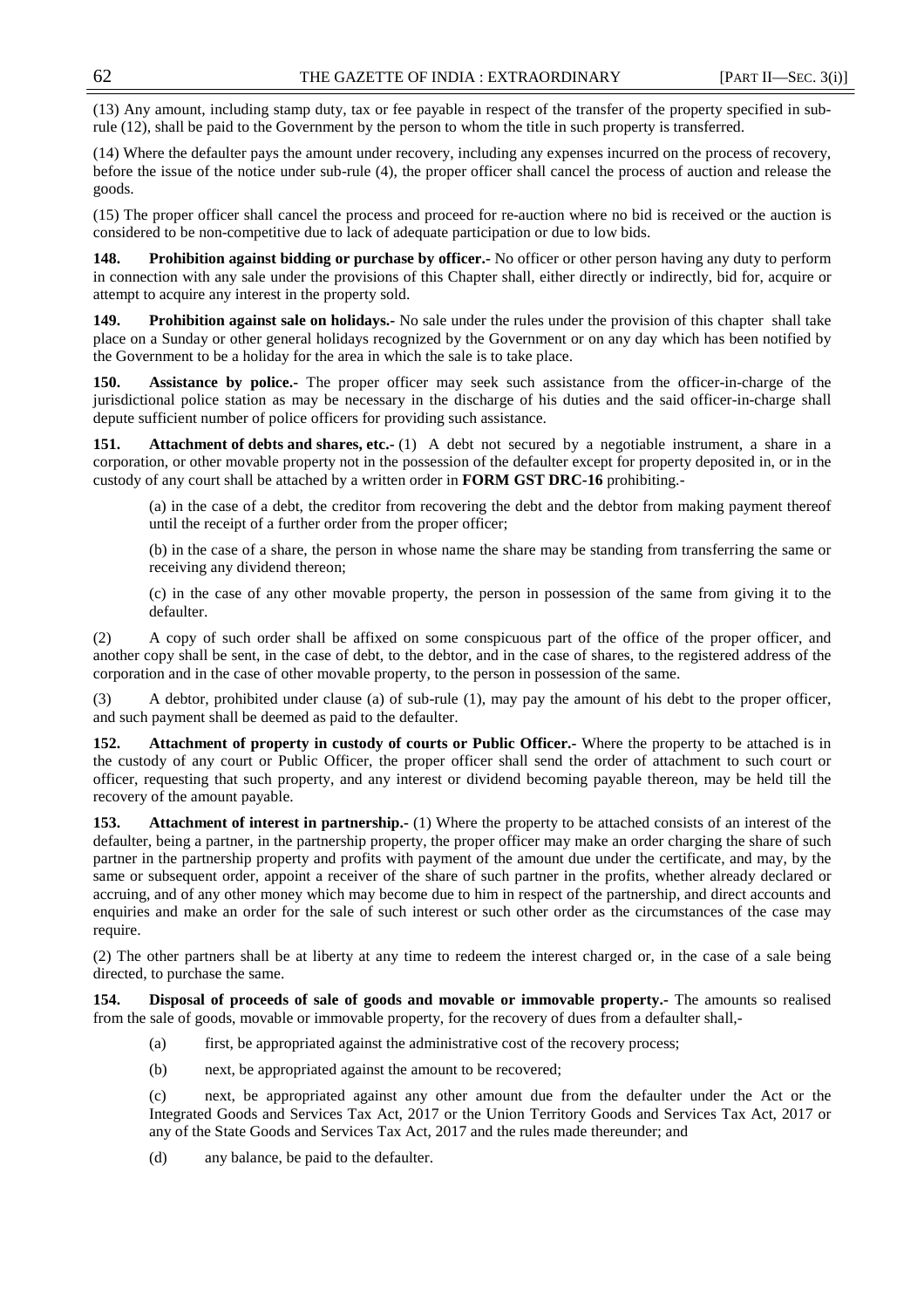(13) Any amount, including stamp duty, tax or fee payable in respect of the transfer of the property specified in sub-rule (12), shall be paid to the Government by the person to whom the title in such property is transferred.

(14) Where the defaulter pays the amount under recovery, including any expenses incurred on the process of recovery, before the issue of the notice under sub-rule (4), the proper officer shall cancel the process of auction and release the goods.

(15) The proper officer shall cancel the process and proceed for re-auction where no bid is received or the auction is considered to be non-competitive due to lack of adequate participation or due to low bids.

**148. Prohibition against bidding or purchase by officer.-** No officer or other person having any duty to perform in connection with any sale under the provisions of this Chapter shall, either directly or indirectly, bid for, acquire or attempt to acquire any interest in the property sold.

**149. Prohibition against sale on holidays.-** No sale under the rules under the provision of this chapter shall take place on a Sunday or other general holidays recognized by the Government or on any day which has been notified by the Government to be a holiday for the area in which the sale is to take place.

**150. Assistance by police.-** The proper officer may seek such assistance from the officer-in-charge of the jurisdictional police station as may be necessary in the discharge of his duties and the said officer-in-charge shall depute sufficient number of police officers for providing such assistance.

**151. Attachment of debts and shares, etc.-** (1) A debt not secured by a negotiable instrument, a share in a corporation, or other movable property not in the possession of the defaulter except for property deposited in, or in the custody of any court shall be attached by a written order in **FORM GST DRC-16** prohibiting.-

(a) in the case of a debt, the creditor from recovering the debt and the debtor from making payment thereof until the receipt of a further order from the proper officer;

(b) in the case of a share, the person in whose name the share may be standing from transferring the same or receiving any dividend thereon;

(c) in the case of any other movable property, the person in possession of the same from giving it to the defaulter.

(2) A copy of such order shall be affixed on some conspicuous part of the office of the proper officer, and another copy shall be sent, in the case of debt, to the debtor, and in the case of shares, to the registered address of the corporation and in the case of other movable property, to the person in possession of the same.

(3) A debtor, prohibited under clause (a) of sub-rule (1), may pay the amount of his debt to the proper officer, and such payment shall be deemed as paid to the defaulter.

**152. Attachment of property in custody of courts or Public Officer.-** Where the property to be attached is in the custody of any court or Public Officer, the proper officer shall send the order of attachment to such court or officer, requesting that such property, and any interest or dividend becoming payable thereon, may be held till the recovery of the amount payable.

**153. Attachment of interest in partnership.-** (1) Where the property to be attached consists of an interest of the defaulter, being a partner, in the partnership property, the proper officer may make an order charging the share of such partner in the partnership property and profits with payment of the amount due under the certificate, and may, by the same or subsequent order, appoint a receiver of the share of such partner in the profits, whether already declared or accruing, and of any other money which may become due to him in respect of the partnership, and direct accounts and enquiries and make an order for the sale of such interest or such other order as the circumstances of the case may require.

(2) The other partners shall be at liberty at any time to redeem the interest charged or, in the case of a sale being directed, to purchase the same.

**154. Disposal of proceeds of sale of goods and movable or immovable property.-** The amounts so realised from the sale of goods, movable or immovable property, for the recovery of dues from a defaulter shall,-

(a) first, be appropriated against the administrative cost of the recovery process;

(b) next, be appropriated against the amount to be recovered;

(c) next, be appropriated against any other amount due from the defaulter under the Act or the Integrated Goods and Services Tax Act, 2017 or the Union Territory Goods and Services Tax Act, 2017 or any of the State Goods and Services Tax Act, 2017 and the rules made thereunder; and

(d) any balance, be paid to the defaulter.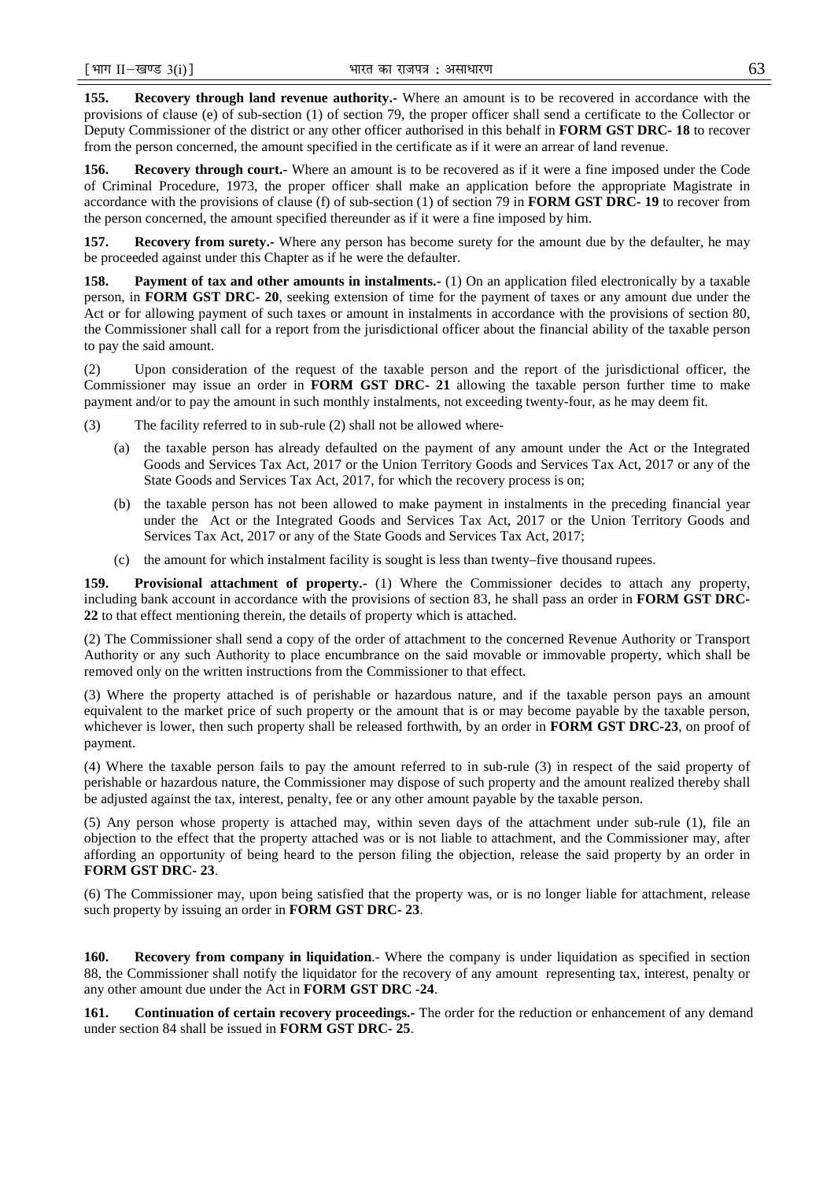**155. Recovery through land revenue authority.-** Where an amount is to be recovered in accordance with the provisions of clause (e) of sub-section (1) of section 79, the proper officer shall send a certificate to the Collector or Deputy Commissioner of the district or any other officer authorised in this behalf in **FORM GST DRC- 18** to recover from the person concerned, the amount specified in the certificate as if it were an arrear of land revenue.

**156. Recovery through court.-** Where an amount is to be recovered as if it were a fine imposed under the Code of Criminal Procedure, 1973, the proper officer shall make an application before the appropriate Magistrate in accordance with the provisions of clause (f) of sub-section (1) of section 79 in **FORM GST DRC- 19** to recover from the person concerned, the amount specified thereunder as if it were a fine imposed by him.

**157. Recovery from surety.-** Where any person has become surety for the amount due by the defaulter, he may be proceeded against under this Chapter as if he were the defaulter.

**158. Payment of tax and other amounts in instalments.-** (1) On an application filed electronically by a taxable person, in **FORM GST DRC- 20**, seeking extension of time for the payment of taxes or any amount due under the Act or for allowing payment of such taxes or amount in instalments in accordance with the provisions of section 80, the Commissioner shall call for a report from the jurisdictional officer about the financial ability of the taxable person to pay the said amount.

(2) Upon consideration of the request of the taxable person and the report of the jurisdictional officer, the Commissioner may issue an order in **FORM GST DRC- 21** allowing the taxable person further time to make payment and/or to pay the amount in such monthly instalments, not exceeding twenty-four, as he may deem fit.

(3) The facility referred to in sub-rule (2) shall not be allowed where-

(a) the taxable person has already defaulted on the payment of any amount under the Act or the Integrated Goods and Services Tax Act, 2017 or the Union Territory Goods and Services Tax Act, 2017 or any of the State Goods and Services Tax Act, 2017, for which the recovery process is on;

(b) the taxable person has not been allowed to make payment in instalments in the preceding financial year under the Act or the Integrated Goods and Services Tax Act, 2017 or the Union Territory Goods and Services Tax Act, 2017 or any of the State Goods and Services Tax Act, 2017;

(c) the amount for which instalment facility is sought is less than twenty–five thousand rupees.

**159. Provisional attachment of property.-** (1) Where the Commissioner decides to attach any property, including bank account in accordance with the provisions of section 83, he shall pass an order in **FORM GST DRC-22** to that effect mentioning therein, the details of property which is attached.

(2) The Commissioner shall send a copy of the order of attachment to the concerned Revenue Authority or Transport Authority or any such Authority to place encumbrance on the said movable or immovable property, which shall be removed only on the written instructions from the Commissioner to that effect.

(3) Where the property attached is of perishable or hazardous nature, and if the taxable person pays an amount equivalent to the market price of such property or the amount that is or may become payable by the taxable person, whichever is lower, then such property shall be released forthwith, by an order in **FORM GST DRC-23**, on proof of payment.

(4) Where the taxable person fails to pay the amount referred to in sub-rule (3) in respect of the said property of perishable or hazardous nature, the Commissioner may dispose of such property and the amount realized thereby shall be adjusted against the tax, interest, penalty, fee or any other amount payable by the taxable person.

(5) Any person whose property is attached may, within seven days of the attachment under sub-rule (1), file an objection to the effect that the property attached was or is not liable to attachment, and the Commissioner may, after affording an opportunity of being heard to the person filing the objection, release the said property by an order in **FORM GST DRC- 23**.

(6) The Commissioner may, upon being satisfied that the property was, or is no longer liable for attachment, release such property by issuing an order in **FORM GST DRC- 23**.

**160. Recovery from company in liquidation**.- Where the company is under liquidation as specified in section 88, the Commissioner shall notify the liquidator for the recovery of any amount representing tax, interest, penalty or any other amount due under the Act in **FORM GST DRC -24**.

**161. Continuation of certain recovery proceedings.-** The order for the reduction or enhancement of any demand under section 84 shall be issued in **FORM GST DRC- 25**.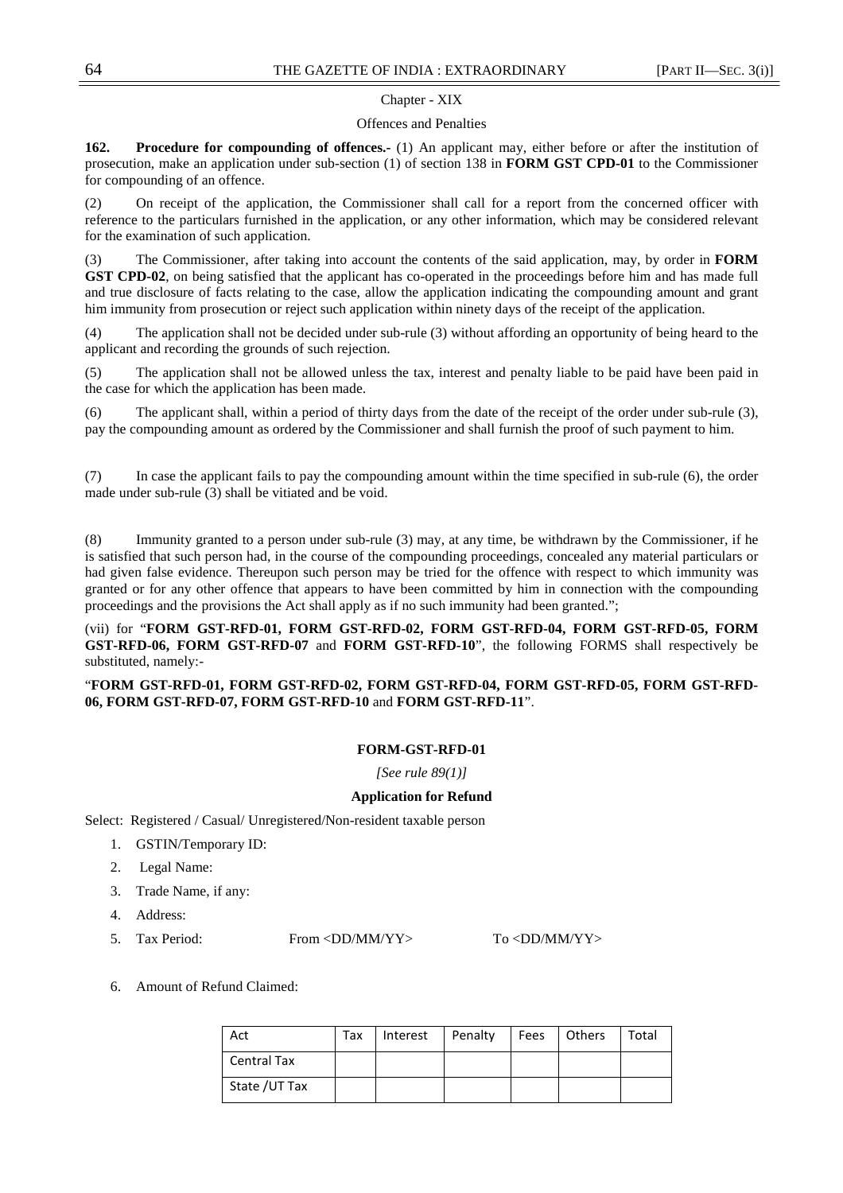Chapter - XIX

Offences and Penalties

**162. Procedure for compounding of offences.-** (1) An applicant may, either before or after the institution of prosecution, make an application under sub-section (1) of section 138 in **FORM GST CPD-01** to the Commissioner for compounding of an offence.

(2) On receipt of the application, the Commissioner shall call for a report from the concerned officer with reference to the particulars furnished in the application, or any other information, which may be considered relevant for the examination of such application.

(3) The Commissioner, after taking into account the contents of the said application, may, by order in **FORM GST CPD-02**, on being satisfied that the applicant has co-operated in the proceedings before him and has made full and true disclosure of facts relating to the case, allow the application indicating the compounding amount and grant him immunity from prosecution or reject such application within ninety days of the receipt of the application.

(4) The application shall not be decided under sub-rule (3) without affording an opportunity of being heard to the applicant and recording the grounds of such rejection.

(5) The application shall not be allowed unless the tax, interest and penalty liable to be paid have been paid in the case for which the application has been made.

(6) The applicant shall, within a period of thirty days from the date of the receipt of the order under sub-rule (3), pay the compounding amount as ordered by the Commissioner and shall furnish the proof of such payment to him.

(7) In case the applicant fails to pay the compounding amount within the time specified in sub-rule (6), the order made under sub-rule (3) shall be vitiated and be void.

(8) Immunity granted to a person under sub-rule (3) may, at any time, be withdrawn by the Commissioner, if he is satisfied that such person had, in the course of the compounding proceedings, concealed any material particulars or had given false evidence. Thereupon such person may be tried for the offence with respect to which immunity was granted or for any other offence that appears to have been committed by him in connection with the compounding proceedings and the provisions the Act shall apply as if no such immunity had been granted.";

(vii) for "**FORM GST-RFD-01, FORM GST-RFD-02, FORM GST-RFD-04, FORM GST-RFD-05, FORM GST-RFD-06, FORM GST-RFD-07** and **FORM GST-RFD-10**", the following FORMS shall respectively be substituted, namely:-

"**FORM GST-RFD-01, FORM GST-RFD-02, FORM GST-RFD-04, FORM GST-RFD-05, FORM GST-RFD-06, FORM GST-RFD-07, FORM GST-RFD-10** and **FORM GST-RFD-11**".

**FORM-GST-RFD-01**

*[See rule 89(1)]*

**Application for Refund**

Select: Registered / Casual/ Unregistered/Non-resident taxable person

1. GSTIN/Temporary ID:
2. Legal Name:
3. Trade Name, if any:
4. Address:
5. Tax Period: From <DD/MM/YY> To <DD/MM/YY>
6. Amount of Refund Claimed:

| Act | Tax | Interest | Penalty | Fees | Others | Total |
|---|---|---|---|---|---|---|
| Central Tax | | | | | | |
| State /UT Tax | | | | | | |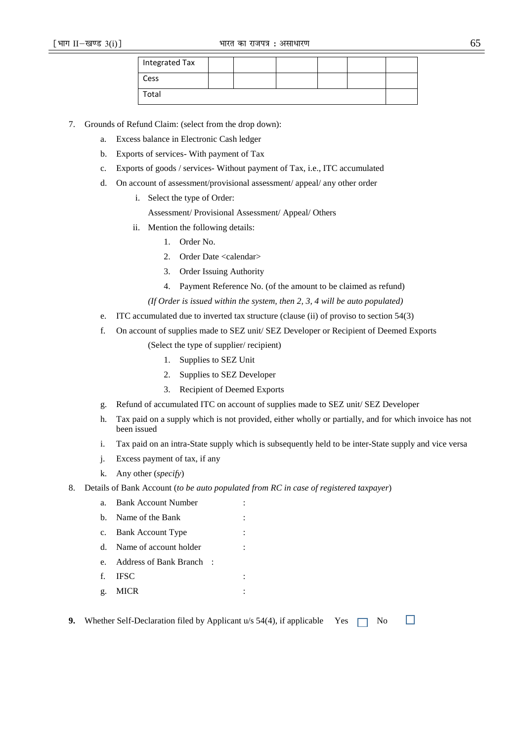| Integrated Tax | | | | | | |
|---|---|---|---|---|---|---|
| Cess | | | | | | |
| Total | | | | | | |

7. Grounds of Refund Claim: (select from the drop down):
   a. Excess balance in Electronic Cash ledger
   b. Exports of services- With payment of Tax
   c. Exports of goods / services- Without payment of Tax, i.e., ITC accumulated
   d. On account of assessment/provisional assessment/ appeal/ any other order
      i. Select the type of Order:
         Assessment/ Provisional Assessment/ Appeal/ Others
      ii. Mention the following details:
         1. Order No.
         2. Order Date <calendar>
         3. Order Issuing Authority
         4. Payment Reference No. (of the amount to be claimed as refund)

      *(If Order is issued within the system, then 2, 3, 4 will be auto populated)*
   e. ITC accumulated due to inverted tax structure (clause (ii) of proviso to section 54(3)
   f. On account of supplies made to SEZ unit/ SEZ Developer or Recipient of Deemed Exports

      (Select the type of supplier/ recipient)
         1. Supplies to SEZ Unit
         2. Supplies to SEZ Developer
         3. Recipient of Deemed Exports
   g. Refund of accumulated ITC on account of supplies made to SEZ unit/ SEZ Developer
   h. Tax paid on a supply which is not provided, either wholly or partially, and for which invoice has not been issued
   i. Tax paid on an intra-State supply which is subsequently held to be inter-State supply and vice versa
   j. Excess payment of tax, if any
   k. Any other (*specify*)
8. Details of Bank Account (*to be auto populated from RC in case of registered taxpayer*)
   a. Bank Account Number :
   b. Name of the Bank :
   c. Bank Account Type :
   d. Name of account holder :
   e. Address of Bank Branch :
   f. IFSC :
   g. MICR :

**9.** Whether Self-Declaration filed by Applicant u/s 54(4), if applicable Yes ☐ No ☐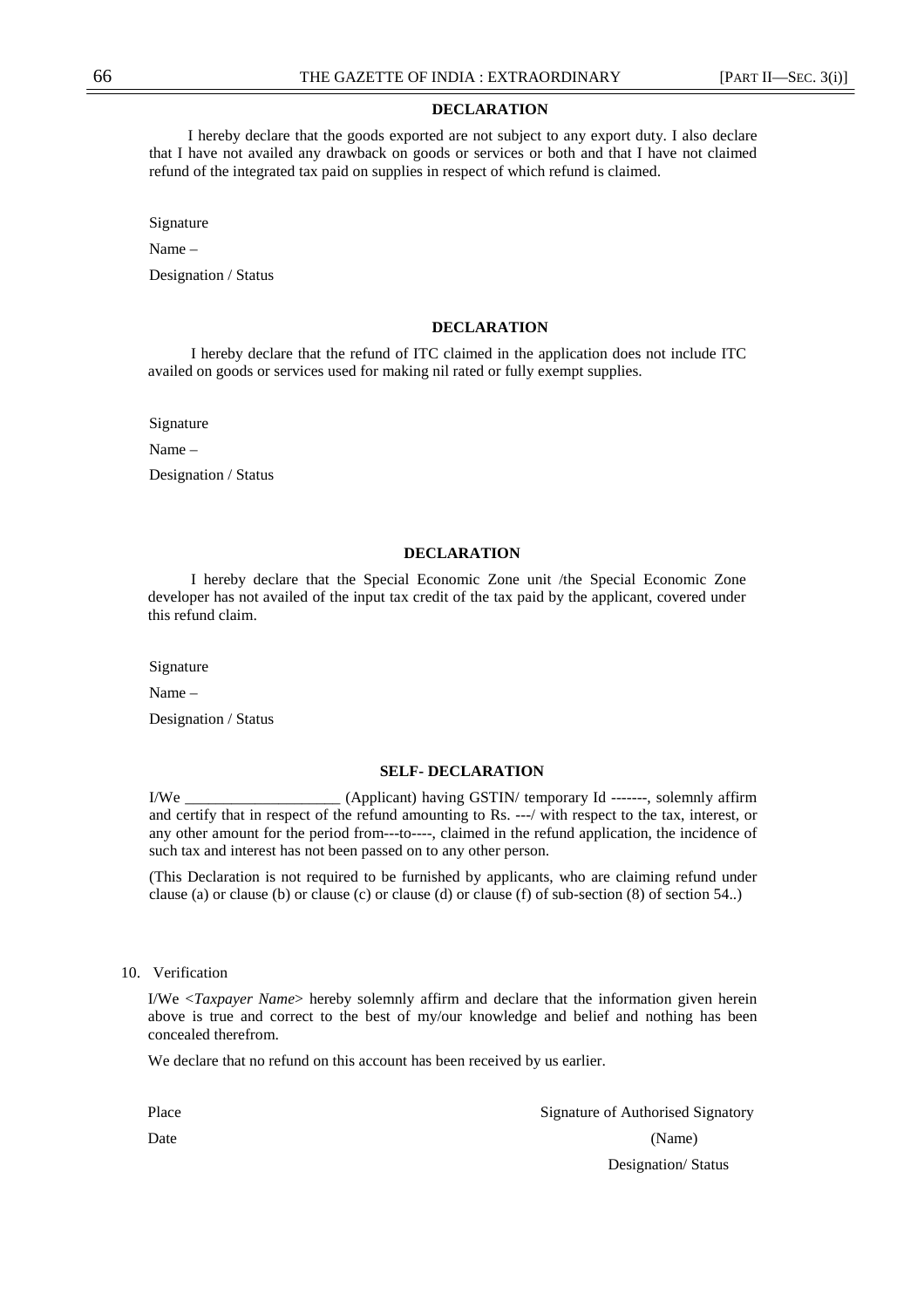## DECLARATION

I hereby declare that the goods exported are not subject to any export duty. I also declare that I have not availed any drawback on goods or services or both and that I have not claimed refund of the integrated tax paid on supplies in respect of which refund is claimed.

Signature

Name –

Designation / Status

## DECLARATION

I hereby declare that the refund of ITC claimed in the application does not include ITC availed on goods or services used for making nil rated or fully exempt supplies.

Signature

Name –

Designation / Status

## DECLARATION

I hereby declare that the Special Economic Zone unit /the Special Economic Zone developer has not availed of the input tax credit of the tax paid by the applicant, covered under this refund claim.

Signature

Name –

Designation / Status

## SELF- DECLARATION

I/We ____________________ (Applicant) having GSTIN/ temporary Id -------, solemnly affirm and certify that in respect of the refund amounting to Rs. ---/ with respect to the tax, interest, or any other amount for the period from---to----, claimed in the refund application, the incidence of such tax and interest has not been passed on to any other person.

(This Declaration is not required to be furnished by applicants, who are claiming refund under clause (a) or clause (b) or clause (c) or clause (d) or clause (f) of sub-section (8) of section 54..)

10. Verification

I/We <*Taxpayer Name*> hereby solemnly affirm and declare that the information given herein above is true and correct to the best of my/our knowledge and belief and nothing has been concealed therefrom.

We declare that no refund on this account has been received by us earlier.

Place | Signature of Authorised Signatory

Date | (Name)

Designation/ Status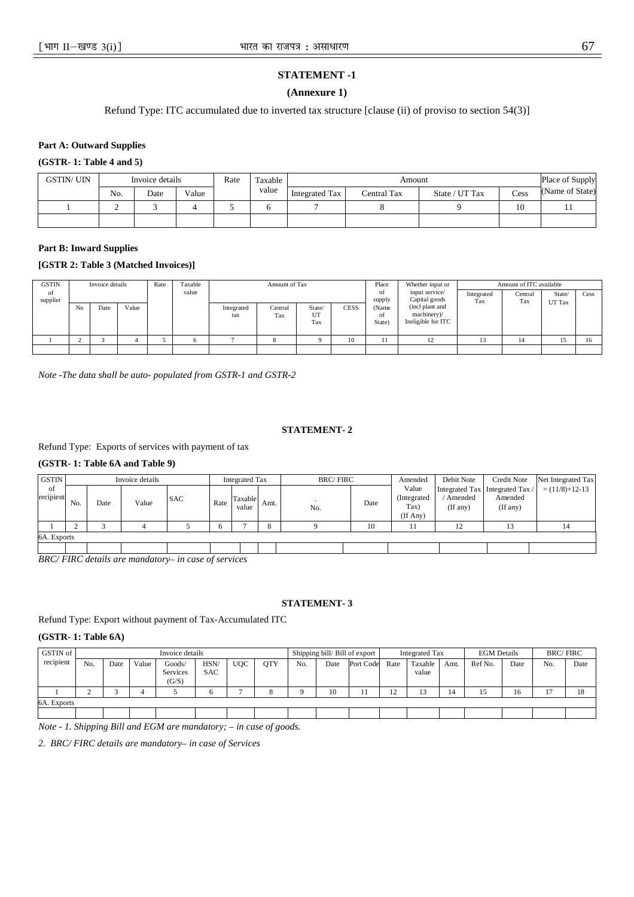## STATEMENT -1

**(Annexure 1)**

Refund Type: ITC accumulated due to inverted tax structure [clause (ii) of proviso to section 54(3)]

**Part A: Outward Supplies**

**(GSTR- 1: Table 4 and 5)**

| GSTIN/ UIN | Invoice details | | | Rate | Taxable value | Amount | | | | Place of Supply (Name of State) |
|---|---|---|---|---|---|---|---|---|---|---|
| | No. | Date | Value | | | Integrated Tax | Central Tax | State / UT Tax | Cess | |
| 1 | 2 | 3 | 4 | 5 | 6 | 7 | 8 | 9 | 10 | 11 |
| | | | | | | | | | | |

**Part B: Inward Supplies**

**[GSTR 2: Table 3 (Matched Invoices)]**

| GSTIN of supplier | Invoice details | | | Rate | Taxable value | Amount of Tax | | | | Place of supply (Name of State) | Whether input or input service/ Capital goods (incl plant and machinery)/ Ineligible for ITC | Amount of ITC available | | | |
|---|---|---|---|---|---|---|---|---|---|---|---|---|---|---|---|
| | No | Date | Value | | | Integrated tax | Central Tax | State/ UT Tax | CESS | | | Integrated Tax | Central Tax | State/ UT Tax | Cess |
| 1 | 2 | 3 | 4 | 5 | 6 | 7 | 8 | 9 | 10 | 11 | 12 | 13 | 14 | 15 | 16 |
| | | | | | | | | | | | | | | | |

*Note -The data shall be auto- populated from GSTR-1 and GSTR-2*

## STATEMENT- 2

Refund Type: Exports of services with payment of tax

**(GSTR- 1: Table 6A and Table 9)**

| GSTIN of recipient | Invoice details | | | | Integrated Tax | | | BRC/ FIRC | | Amended Value (Integrated Tax) (If Any) | Debit Note Integrated Tax / Amended (If any) | Credit Note Integrated Tax / Amended (If any) | Net Integrated Tax = (11/8)+12-13 |
|---|---|---|---|---|---|---|---|---|---|---|---|---|---|
| | No. | Date | Value | SAC | Rate | Taxable value | Amt. | No. | Date | | | | |
| 1 | 2 | 3 | 4 | 5 | 6 | 7 | 8 | 9 | 10 | 11 | 12 | 13 | 14 |
| 6A. Exports | | | | | | | | | | | | | |
| | | | | | | | | | | | | | |

*BRC/ FIRC details are mandatory– in case of services*

## STATEMENT- 3

Refund Type: Export without payment of Tax-Accumulated ITC

**(GSTR- 1: Table 6A)**

| GSTIN of recipient | Invoice details | | | | | | | Shipping bill/ Bill of export | | | Integrated Tax | | | EGM Details | | BRC/ FIRC | |
|---|---|---|---|---|---|---|---|---|---|---|---|---|---|---|---|---|---|
| | No. | Date | Value | Goods/ Services (G/S) | HSN/ SAC | UQC | QTY | No. | Date | Port Code | Rate | Taxable value | Amt. | Ref No. | Date | No. | Date |
| 1 | 2 | 3 | 4 | 5 | 6 | 7 | 8 | 9 | 10 | 11 | 12 | 13 | 14 | 15 | 16 | 17 | 18 |
| 6A. Exports | | | | | | | | | | | | | | | | | |
| | | | | | | | | | | | | | | | | | |

*Note - 1. Shipping Bill and EGM are mandatory; – in case of goods.*

*2. BRC/ FIRC details are mandatory– in case of Services*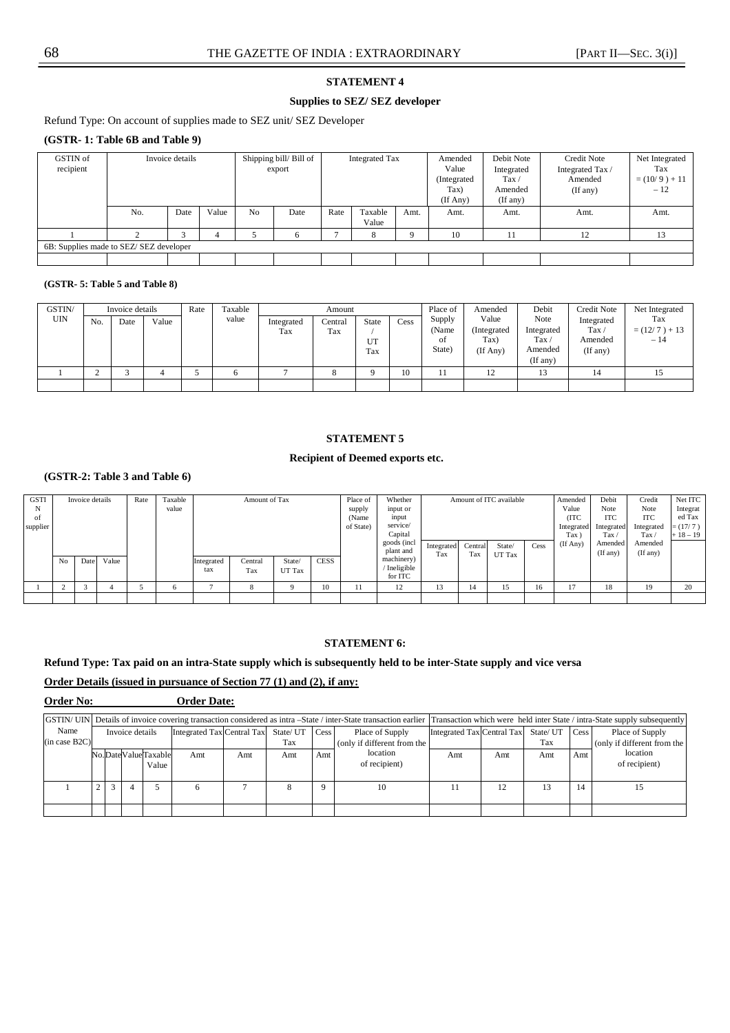## STATEMENT 4

### Supplies to SEZ/ SEZ developer

Refund Type: On account of supplies made to SEZ unit/ SEZ Developer

**(GSTR- 1: Table 6B and Table 9)**

| GSTIN of recipient | Invoice details | | | Shipping bill/ Bill of export | | Integrated Tax | | | Amended Value (Integrated Tax) (If Any) | Debit Note Integrated Tax / Amended (If any) | Credit Note Integrated Tax / Amended (If any) | Net Integrated Tax = (10/ 9 ) + 11 – 12 |
|---|---|---|---|---|---|---|---|---|---|---|---|---|
| | No. | Date | Value | No | Date | Rate | Taxable Value | Amt. | Amt. | Amt. | Amt. | Amt. |
| 1 | 2 | 3 | 4 | 5 | 6 | 7 | 8 | 9 | 10 | 11 | 12 | 13 |
| 6B: Supplies made to SEZ/ SEZ developer | | | | | | | | | | | | |
| | | | | | | | | | | | | |

**(GSTR- 5: Table 5 and Table 8)**

| GSTIN/ UIN | Invoice details | | | Rate | Taxable value | Amount | | | | Place of Supply (Name of State) | Amended Value (Integrated Tax) (If Any) | Debit Note Integrated Tax / Amended (If any) | Credit Note Integrated Tax / Amended (If any) | Net Integrated Tax = (12/ 7 ) + 13 – 14 |
|---|---|---|---|---|---|---|---|---|---|---|---|---|---|---|
| | No. | Date | Value | | | Integrated Tax | Central Tax | State / UT Tax | Cess | | | | | |
| 1 | 2 | 3 | 4 | 5 | 6 | 7 | 8 | 9 | 10 | 11 | 12 | 13 | 14 | 15 |
| | | | | | | | | | | | | | | |

## STATEMENT 5

### Recipient of Deemed exports etc.

**(GSTR-2: Table 3 and Table 6)**

| GSTIN of supplier | Invoice details | | | Rate | Taxable value | Amount of Tax | | | | Place of supply (Name of State) | Whether input or input service/ Capital goods (incl plant and machinery) / Ineligible for ITC | Amount of ITC available | | | | Amended Value (ITC Integrated Tax ) (If Any) | Debit Note ITC Integrated Tax / Amended (If any) | Credit Note ITC Integrated Tax / Amended (If any) | Net ITC Integrated Tax = (17/ 7 ) + 18 – 19 |
|---|---|---|---|---|---|---|---|---|---|---|---|---|---|---|---|---|---|---|---|
| | No | Date | Value | | | Integrated tax | Central Tax | State/ UT Tax | CESS | | | Integrated Tax | Central Tax | State/ UT Tax | Cess | | | | |
| 1 | 2 | 3 | 4 | 5 | 6 | 7 | 8 | 9 | 10 | 11 | 12 | 13 | 14 | 15 | 16 | 17 | 18 | 19 | 20 |
| | | | | | | | | | | | | | | | | | | | |

## STATEMENT 6:

**Refund Type: Tax paid on an intra-State supply which is subsequently held to be inter-State supply and vice versa**

**Order Details (issued in pursuance of Section 77 (1) and (2), if any:**

**Order No:** **Order Date:**

| GSTIN/ UIN Name (in case B2C) | Details of invoice covering transaction considered as intra –State / inter-State transaction earlier | | | | | | | | | Transaction which were held inter State / intra-State supply subsequently | | | | |
|---|---|---|---|---|---|---|---|---|---|---|---|---|---|---|
| | Invoice details | | | | Integrated Tax | Central Tax | State/ UT Tax | Cess | Place of Supply (only if different from the location of recipient) | Integrated Tax | Central Tax | State/ UT Tax | Cess | Place of Supply (only if different from the location of recipient) |
| | No. | Date | Value | Taxable Value | Amt | Amt | Amt | Amt | | Amt | Amt | Amt | Amt | |
| 1 | 2 | 3 | 4 | 5 | 6 | 7 | 8 | 9 | 10 | 11 | 12 | 13 | 14 | 15 |
| | | | | | | | | | | | | | | |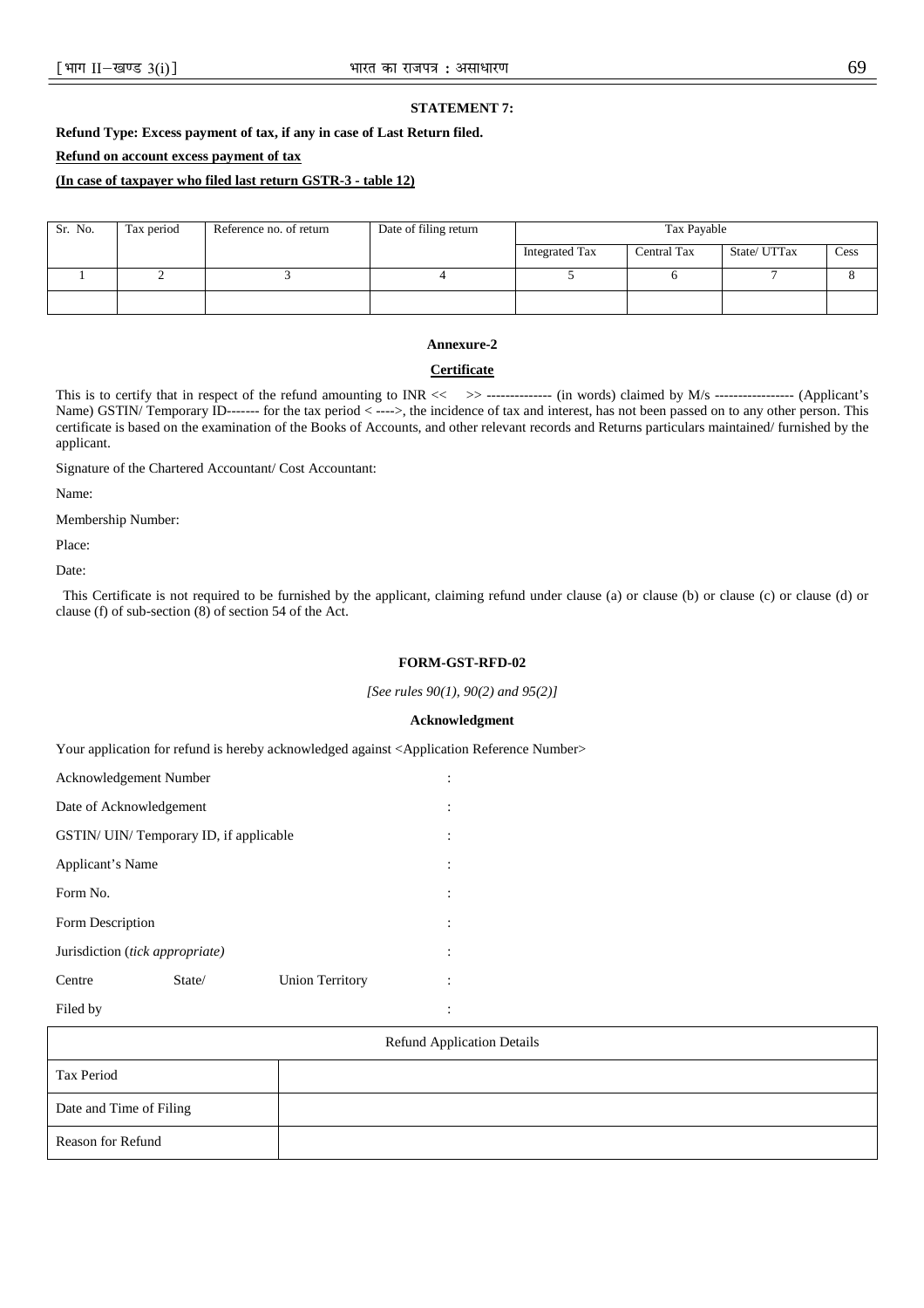**STATEMENT 7:**

**Refund Type: Excess payment of tax, if any in case of Last Return filed.**

**Refund on account excess payment of tax**

**(In case of taxpayer who filed last return GSTR-3 - table 12)**

| Sr. No. | Tax period | Reference no. of return | Date of filing return | Tax Payable | | | |
|---|---|---|---|---|---|---|---|
| | | | | Integrated Tax | Central Tax | State/ UTTax | Cess |
| 1 | 2 | 3 | 4 | 5 | 6 | 7 | 8 |
| | | | | | | | |

**Annexure-2**

**Certificate**

This is to certify that in respect of the refund amounting to INR << >> -------------- (in words) claimed by M/s ----------------- (Applicant's Name) GSTIN/ Temporary ID------- for the tax period < ---->, the incidence of tax and interest, has not been passed on to any other person. This certificate is based on the examination of the Books of Accounts, and other relevant records and Returns particulars maintained/ furnished by the applicant.

Signature of the Chartered Accountant/ Cost Accountant:

Name:

Membership Number:

Place:

Date:

This Certificate is not required to be furnished by the applicant, claiming refund under clause (a) or clause (b) or clause (c) or clause (d) or clause (f) of sub-section (8) of section 54 of the Act.

**FORM-GST-RFD-02**

*[See rules 90(1), 90(2) and 95(2)]*

**Acknowledgment**

Your application for refund is hereby acknowledged against <Application Reference Number>

Acknowledgement Number :

Date of Acknowledgement :

GSTIN/ UIN/ Temporary ID, if applicable :

Applicant's Name :

Form No. :

Form Description :

Jurisdiction (*tick appropriate*) :

Centre State/ Union Territory :

Filed by :

| Refund Application Details | |
|---|---|
| Tax Period | |
| Date and Time of Filing | |
| Reason for Refund | |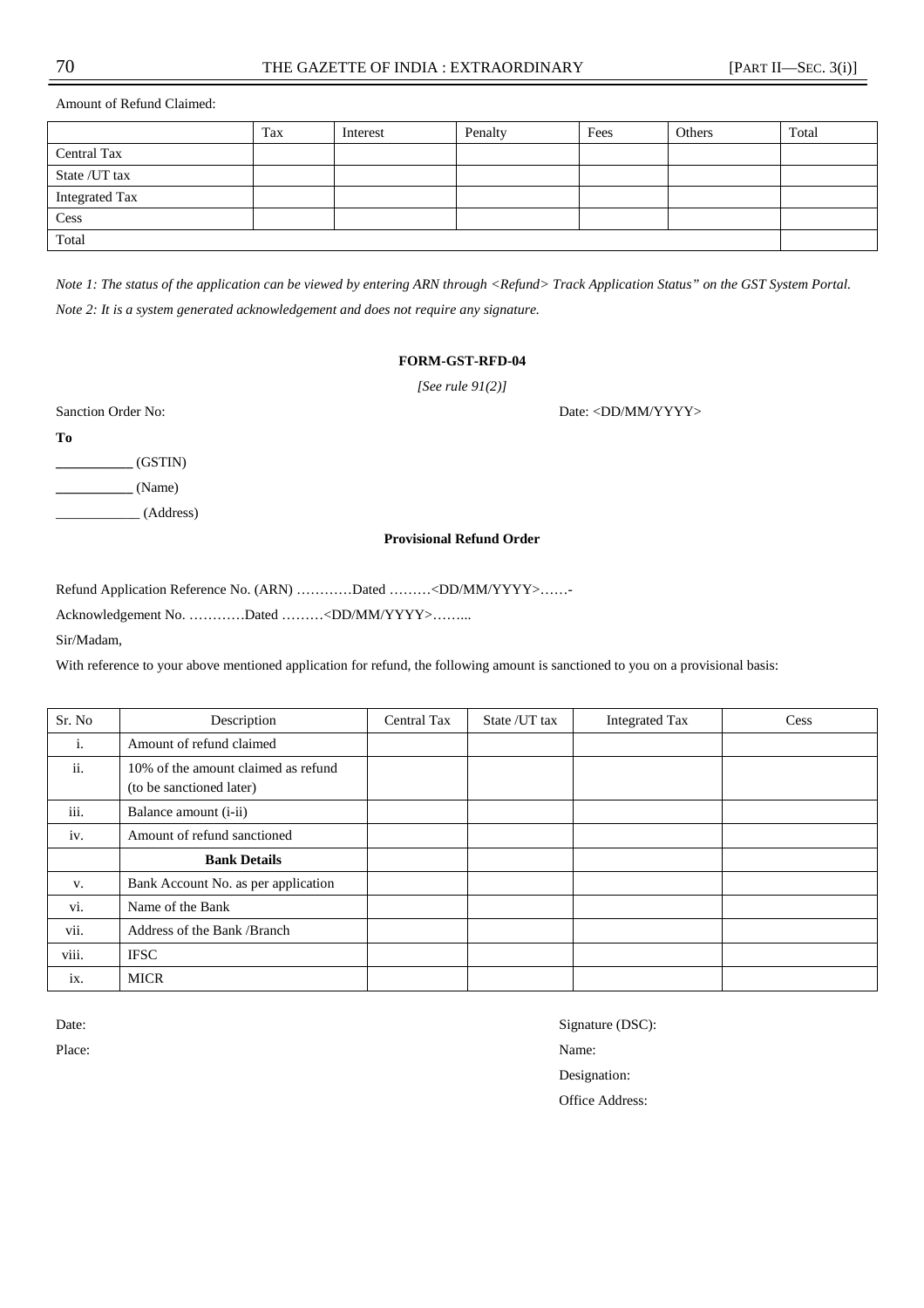Amount of Refund Claimed:

| | Tax | Interest | Penalty | Fees | Others | Total |
|---|---|---|---|---|---|---|
| Central Tax | | | | | | |
| State /UT tax | | | | | | |
| Integrated Tax | | | | | | |
| Cess | | | | | | |
| Total | | | | | | |

*Note 1: The status of the application can be viewed by entering ARN through <Refund> Track Application Status" on the GST System Portal.*

*Note 2: It is a system generated acknowledgement and does not require any signature.*

**FORM-GST-RFD-04**

*[See rule 91(2)]*

Sanction Order No: Date: <DD/MM/YYYY>

**To**

___________ (GSTIN)

___________ (Name)

____________ (Address)

**Provisional Refund Order**

Refund Application Reference No. (ARN) …………Dated ………<DD/MM/YYYY>……-

Acknowledgement No. …………Dated ………<DD/MM/YYYY>……..

Sir/Madam,

With reference to your above mentioned application for refund, the following amount is sanctioned to you on a provisional basis:

| Sr. No | Description | Central Tax | State /UT tax | Integrated Tax | Cess |
|---|---|---|---|---|---|
| i. | Amount of refund claimed | | | | |
| ii. | 10% of the amount claimed as refund (to be sanctioned later) | | | | |
| iii. | Balance amount (i-ii) | | | | |
| iv. | Amount of refund sanctioned | | | | |
| | **Bank Details** | | | | |
| v. | Bank Account No. as per application | | | | |
| vi. | Name of the Bank | | | | |
| vii. | Address of the Bank /Branch | | | | |
| viii. | IFSC | | | | |
| ix. | MICR | | | | |

Date: Signature (DSC):

Place: Name:

Designation:

Office Address: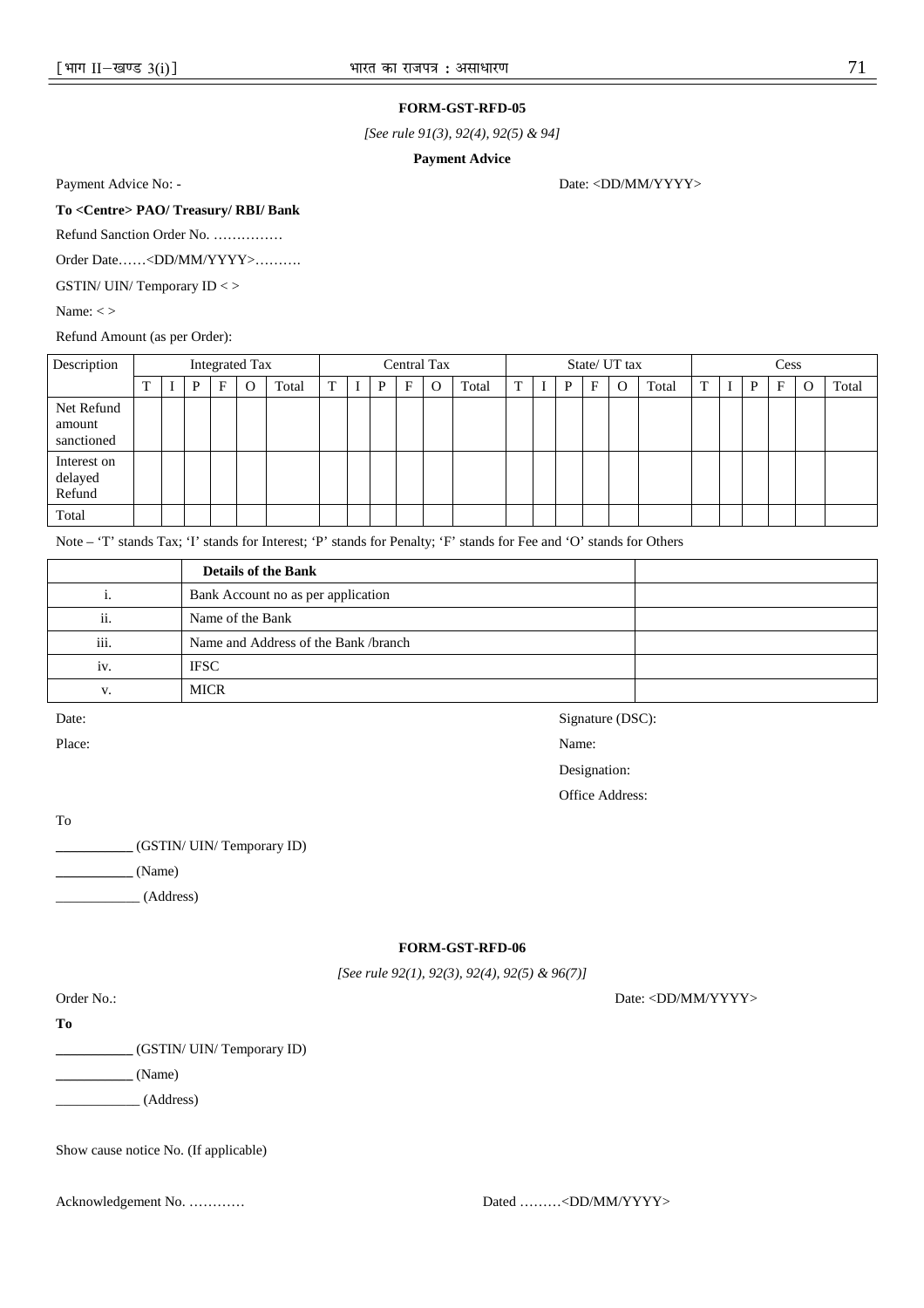**FORM-GST-RFD-05**

*[See rule 91(3), 92(4), 92(5) & 94]*

**Payment Advice**

Payment Advice No: - Date: <DD/MM/YYYY>

**To <Centre> PAO/ Treasury/ RBI/ Bank**

Refund Sanction Order No. ……………

Order Date……<DD/MM/YYYY>……….

GSTIN/ UIN/ Temporary ID < >

Name: < >

Refund Amount (as per Order):

| Description | Integrated Tax | | | | | | Central Tax | | | | | | State/ UT tax | | | | | | Cess | | | | | |
|---|---|---|---|---|---|---|---|---|---|---|---|---|---|---|---|---|---|---|---|---|---|---|---|---|
| | T | I | P | F | O | Total | T | I | P | F | O | Total | T | I | P | F | O | Total | T | I | P | F | O | Total |
| Net Refund amount sanctioned | | | | | | | | | | | | | | | | | | | | | | | | |
| Interest on delayed Refund | | | | | | | | | | | | | | | | | | | | | | | | |
| Total | | | | | | | | | | | | | | | | | | | | | | | | |

Note – 'T' stands Tax; 'I' stands for Interest; 'P' stands for Penalty; 'F' stands for Fee and 'O' stands for Others

| | **Details of the Bank** | |
|---|---|---|
| i. | Bank Account no as per application | |
| ii. | Name of the Bank | |
| iii. | Name and Address of the Bank /branch | |
| iv. | IFSC | |
| v. | MICR | |

Date: Signature (DSC):

Place: Name:

Designation:

Office Address:

To

__________ (GSTIN/ UIN/ Temporary ID)

__________ (Name)

____________ (Address)

**FORM-GST-RFD-06**

*[See rule 92(1), 92(3), 92(4), 92(5) & 96(7)]*

Order No.: Date: <DD/MM/YYYY>

**To**

__________ (GSTIN/ UIN/ Temporary ID)

__________ (Name)

____________ (Address)

Show cause notice No. (If applicable)

Acknowledgement No. ………… Dated ………<DD/MM/YYYY>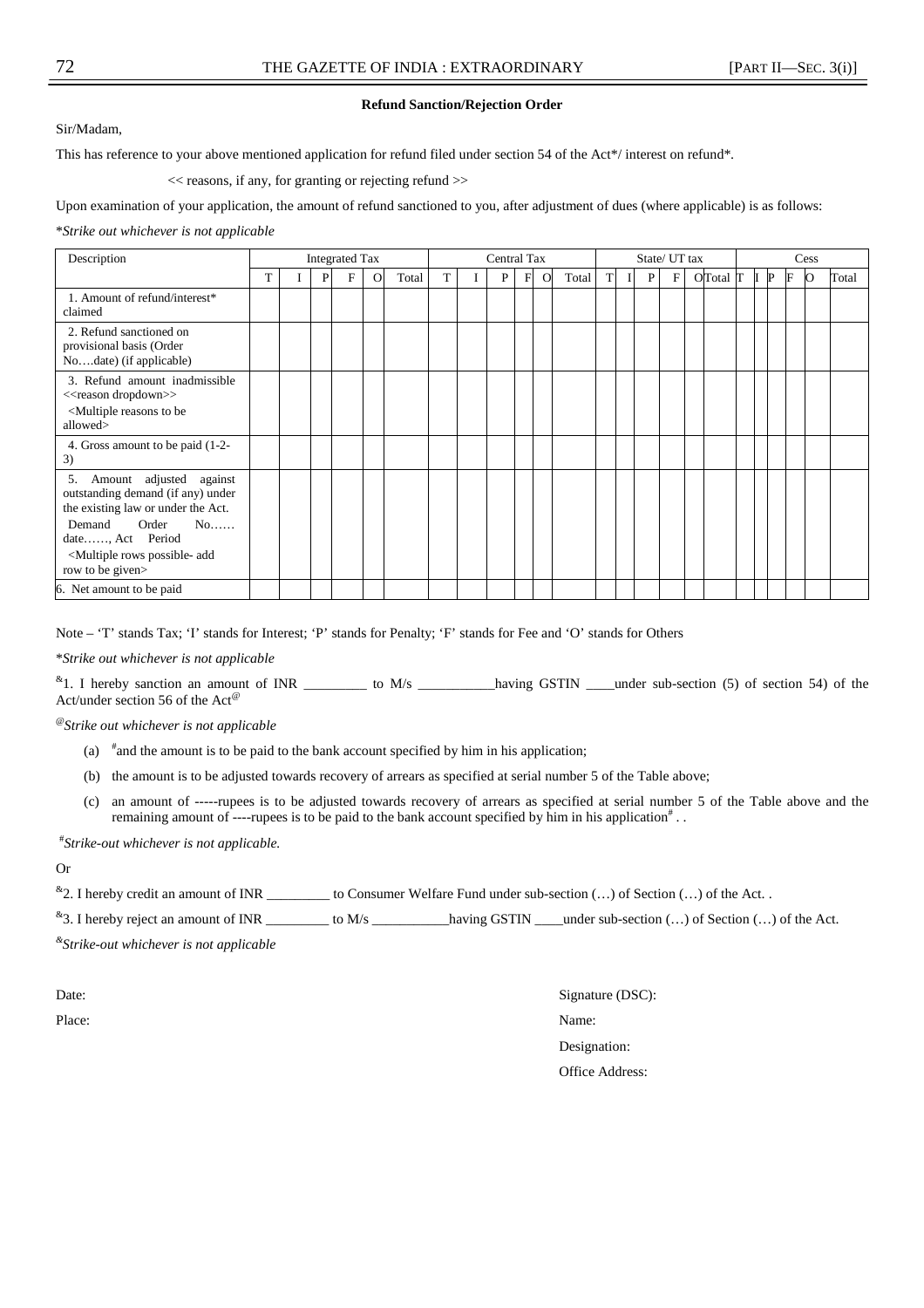**Refund Sanction/Rejection Order**

Sir/Madam,

This has reference to your above mentioned application for refund filed under section 54 of the Act*/ interest on refund*.

<< reasons, if any, for granting or rejecting refund >>

Upon examination of your application, the amount of refund sanctioned to you, after adjustment of dues (where applicable) is as follows:

**Strike out whichever is not applicable*

| Description | Integrated Tax | | | | | | Central Tax | | | | | | State/ UT tax | | | | | | Cess | | | | | |
|---|---|---|---|---|---|---|---|---|---|---|---|---|---|---|---|---|---|---|---|---|---|---|---|---|
| | T | I | P | F | O | Total | T | I | P | F | O | Total | T | I | P | F | O | Total | T | I | P | F | O | Total |
| 1. Amount of refund/interest* claimed | | | | | | | | | | | | | | | | | | | | | | | | |
| 2. Refund sanctioned on provisional basis (Order No….date) (if applicable) | | | | | | | | | | | | | | | | | | | | | | | | |
| 3. Refund amount inadmissible <<reason dropdown>> <Multiple reasons to be allowed> | | | | | | | | | | | | | | | | | | | | | | | | |
| 4. Gross amount to be paid (1-2-3) | | | | | | | | | | | | | | | | | | | | | | | | |
| 5. Amount adjusted against outstanding demand (if any) under the existing law or under the Act. Demand Order No…… date……, Act Period <Multiple rows possible- add row to be given> | | | | | | | | | | | | | | | | | | | | | | | | |
| 6. Net amount to be paid | | | | | | | | | | | | | | | | | | | | | | | | |

Note – 'T' stands Tax; 'I' stands for Interest; 'P' stands for Penalty; 'F' stands for Fee and 'O' stands for Others

**Strike out whichever is not applicable*

[&]1. I hereby sanction an amount of INR _________ to M/s ___________having GSTIN ____under sub-section (5) of section 54) of the Act/under section 56 of the Act[@]

*[@]Strike out whichever is not applicable*

(a) [#]and the amount is to be paid to the bank account specified by him in his application;

(b) the amount is to be adjusted towards recovery of arrears as specified at serial number 5 of the Table above;

(c) an amount of -----rupees is to be adjusted towards recovery of arrears as specified at serial number 5 of the Table above and the remaining amount of ----rupees is to be paid to the bank account specified by him in his application[#] . .

*[#]Strike-out whichever is not applicable.*

Or

[&]2. I hereby credit an amount of INR _________ to Consumer Welfare Fund under sub-section (…) of Section (…) of the Act. .

[&]3. I hereby reject an amount of INR _________ to M/s ___________having GSTIN ____under sub-section (…) of Section (…) of the Act.

*[&]Strike-out whichever is not applicable*

Date:

Place:

Signature (DSC):

Name:

Designation:

Office Address: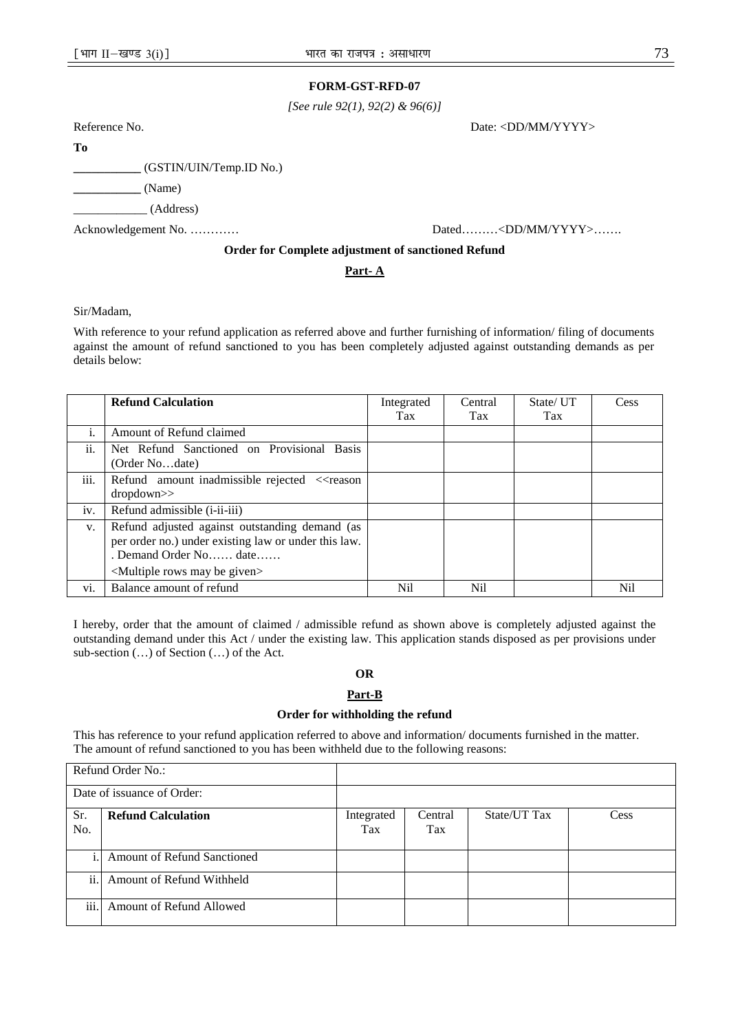**FORM-GST-RFD-07**

*[See rule 92(1), 92(2) & 96(6)]*

Reference No. Date: <DD/MM/YYYY>

**To**

**___________** (GSTIN/UIN/Temp.ID No.)

**___________** (Name)

____________ (Address)

Acknowledgement No. ………… Dated………<DD/MM/YYYY>…….

**Order for Complete adjustment of sanctioned Refund**

**Part- A**

Sir/Madam,

With reference to your refund application as referred above and further furnishing of information/ filing of documents against the amount of refund sanctioned to you has been completely adjusted against outstanding demands as per details below:

| | **Refund Calculation** | Integrated Tax | Central Tax | State/ UT Tax | Cess |
|---|---|---|---|---|---|
| i. | Amount of Refund claimed | | | | |
| ii. | Net Refund Sanctioned on Provisional Basis (Order No…date) | | | | |
| iii. | Refund amount inadmissible rejected <<reason dropdown>> | | | | |
| iv. | Refund admissible (i-ii-iii) | | | | |
| v. | Refund adjusted against outstanding demand (as per order no.) under existing law or under this law. . Demand Order No…… date…… <Multiple rows may be given> | | | | |
| vi. | Balance amount of refund | Nil | Nil | | Nil |

I hereby, order that the amount of claimed / admissible refund as shown above is completely adjusted against the outstanding demand under this Act / under the existing law. This application stands disposed as per provisions under sub-section (…) of Section (…) of the Act.

**OR**

**Part-B**

**Order for withholding the refund**

This has reference to your refund application referred to above and information/ documents furnished in the matter. The amount of refund sanctioned to you has been withheld due to the following reasons:

| Refund Order No.: | | | | | |
|---|---|---|---|---|---|
| Date of issuance of Order: | | | | | |
| Sr. No. | **Refund Calculation** | Integrated Tax | Central Tax | State/UT Tax | Cess |
| i. | Amount of Refund Sanctioned | | | | |
| ii. | Amount of Refund Withheld | | | | |
| iii. | Amount of Refund Allowed | | | | |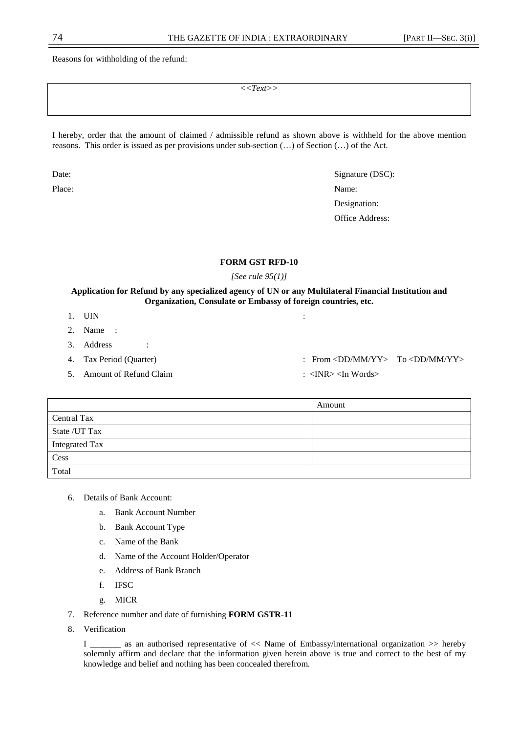Reasons for withholding of the refund:

| *<<Text>>* |
|---|
| |

I hereby, order that the amount of claimed / admissible refund as shown above is withheld for the above mention reasons. This order is issued as per provisions under sub-section (…) of Section (…) of the Act.

Date:

Place:

Signature (DSC):

Name:

Designation:

Office Address:

**FORM GST RFD-10**

*[See rule 95(1)]*

**Application for Refund by any specialized agency of UN or any Multilateral Financial Institution and Organization, Consulate or Embassy of foreign countries, etc.**

1. UIN :
2. Name :
3. Address :
4. Tax Period (Quarter) : From <DD/MM/YY> To <DD/MM/YY>
5. Amount of Refund Claim : <INR> <In Words>

| | Amount |
|---|---|
| Central Tax | |
| State /UT Tax | |
| Integrated Tax | |
| Cess | |
| Total | |

6. Details of Bank Account:
   a. Bank Account Number
   b. Bank Account Type
   c. Name of the Bank
   d. Name of the Account Holder/Operator
   e. Address of Bank Branch
   f. IFSC
   g. MICR
7. Reference number and date of furnishing **FORM GSTR-11**
8. Verification

   I _______ as an authorised representative of << Name of Embassy/international organization >> hereby solemnly affirm and declare that the information given herein above is true and correct to the best of my knowledge and belief and nothing has been concealed therefrom.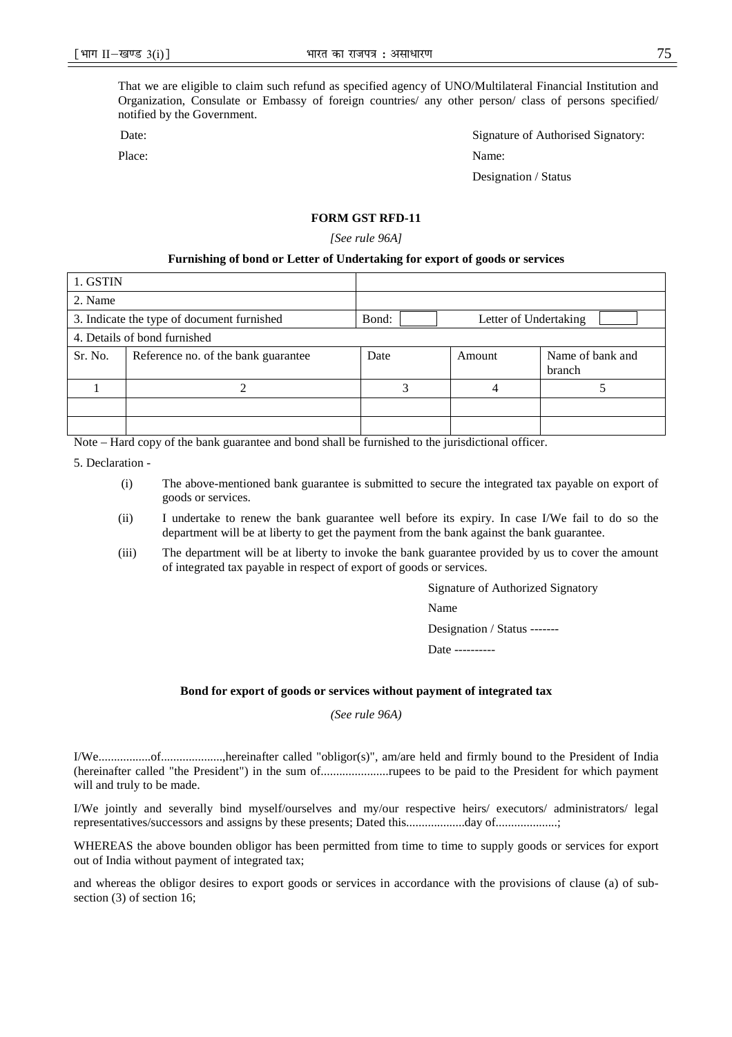That we are eligible to claim such refund as specified agency of UNO/Multilateral Financial Institution and Organization, Consulate or Embassy of foreign countries/ any other person/ class of persons specified/ notified by the Government.

Date: Signature of Authorised Signatory:

Place: Name:

Designation / Status

**FORM GST RFD-11**

*[See rule 96A]*

**Furnishing of bond or Letter of Undertaking for export of goods or services**

| 1. GSTIN | | | | |
|---|---|---|---|---|
| 2. Name | | | | |
| 3. Indicate the type of document furnished | | Bond: | Letter of Undertaking | |
| 4. Details of bond furnished | | | | |
| Sr. No. | Reference no. of the bank guarantee | Date | Amount | Name of bank and branch |
| 1 | 2 | 3 | 4 | 5 |
| | | | | |
| | | | | |

Note – Hard copy of the bank guarantee and bond shall be furnished to the jurisdictional officer.

5. Declaration -

(i) The above-mentioned bank guarantee is submitted to secure the integrated tax payable on export of goods or services.

(ii) I undertake to renew the bank guarantee well before its expiry. In case I/We fail to do so the department will be at liberty to get the payment from the bank against the bank guarantee.

(iii) The department will be at liberty to invoke the bank guarantee provided by us to cover the amount of integrated tax payable in respect of export of goods or services.

Signature of Authorized Signatory

Name

Designation / Status -------

Date ----------

**Bond for export of goods or services without payment of integrated tax**

*(See rule 96A)*

I/We.................of....................,hereinafter called "obligor(s)", am/are held and firmly bound to the President of India (hereinafter called "the President") in the sum of......................rupees to be paid to the President for which payment will and truly to be made.

I/We jointly and severally bind myself/ourselves and my/our respective heirs/ executors/ administrators/ legal representatives/successors and assigns by these presents; Dated this..................day of...................;

WHEREAS the above bounden obligor has been permitted from time to time to supply goods or services for export out of India without payment of integrated tax;

and whereas the obligor desires to export goods or services in accordance with the provisions of clause (a) of sub-section (3) of section 16;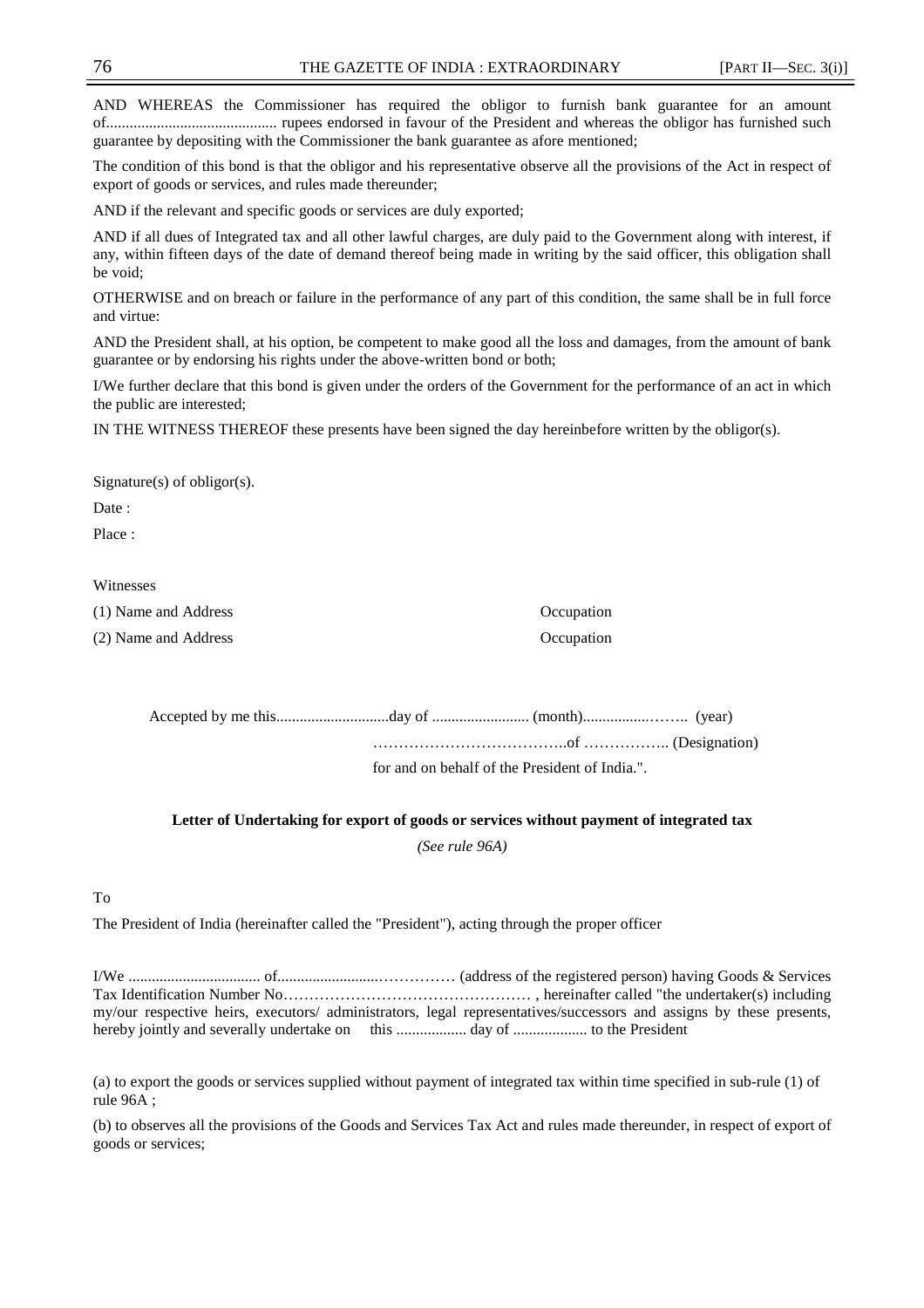AND WHEREAS the Commissioner has required the obligor to furnish bank guarantee for an amount of........................................... rupees endorsed in favour of the President and whereas the obligor has furnished such guarantee by depositing with the Commissioner the bank guarantee as afore mentioned;

The condition of this bond is that the obligor and his representative observe all the provisions of the Act in respect of export of goods or services, and rules made thereunder;

AND if the relevant and specific goods or services are duly exported;

AND if all dues of Integrated tax and all other lawful charges, are duly paid to the Government along with interest, if any, within fifteen days of the date of demand thereof being made in writing by the said officer, this obligation shall be void;

OTHERWISE and on breach or failure in the performance of any part of this condition, the same shall be in full force and virtue:

AND the President shall, at his option, be competent to make good all the loss and damages, from the amount of bank guarantee or by endorsing his rights under the above-written bond or both;

I/We further declare that this bond is given under the orders of the Government for the performance of an act in which the public are interested;

IN THE WITNESS THEREOF these presents have been signed the day hereinbefore written by the obligor(s).

Signature(s) of obligor(s).

Date :

Place :

Witnesses

(1) Name and Address Occupation

(2) Name and Address Occupation

Accepted by me this............................day of ......................... (month)................…….. (year)

………………………………..of …………….. (Designation)

for and on behalf of the President of India.".

**Letter of Undertaking for export of goods or services without payment of integrated tax**

*(See rule 96A)*

To

The President of India (hereinafter called the "President"), acting through the proper officer

I/We .................................. of.........................…………… (address of the registered person) having Goods & Services Tax Identification Number No………………………………………… , hereinafter called "the undertaker(s) including my/our respective heirs, executors/ administrators, legal representatives/successors and assigns by these presents, hereby jointly and severally undertake on this .................. day of ................... to the President

(a) to export the goods or services supplied without payment of integrated tax within time specified in sub-rule (1) of rule 96A ;

(b) to observes all the provisions of the Goods and Services Tax Act and rules made thereunder, in respect of export of goods or services;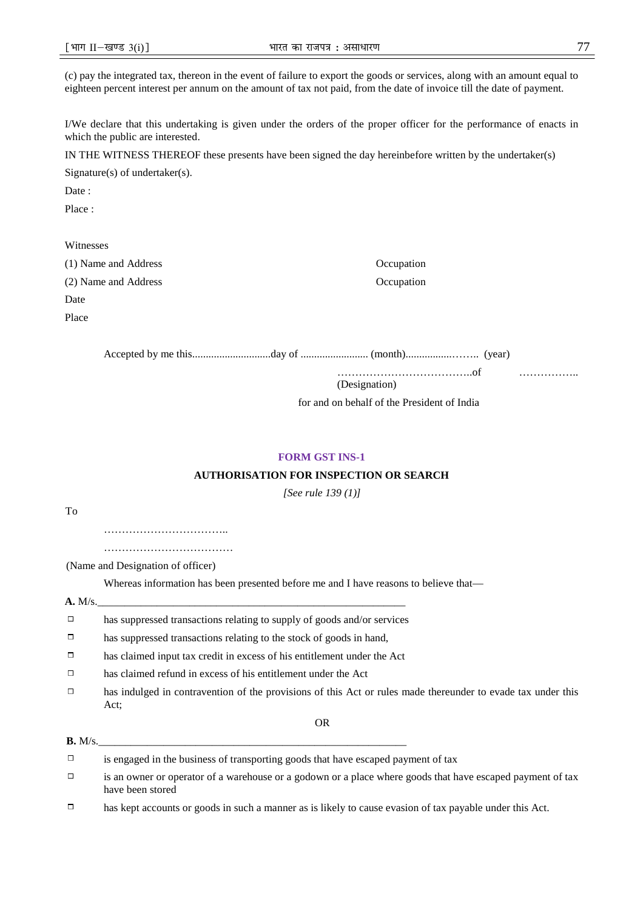(c) pay the integrated tax, thereon in the event of failure to export the goods or services, along with an amount equal to eighteen percent interest per annum on the amount of tax not paid, from the date of invoice till the date of payment.

I/We declare that this undertaking is given under the orders of the proper officer for the performance of enacts in which the public are interested.

IN THE WITNESS THEREOF these presents have been signed the day hereinbefore written by the undertaker(s)

Signature(s) of undertaker(s).

Date :

Place :

Witnesses

(1) Name and Address Occupation

(2) Name and Address Occupation

Date

Place

Accepted by me this............................day of ......................... (month)................…….. (year)

………………………………..of ……………..
(Designation)

for and on behalf of the President of India

## FORM GST INS-1

### AUTHORISATION FOR INSPECTION OR SEARCH

*[See rule 139 (1)]*

To

……………………………..

………………………………

(Name and Designation of officer)

Whereas information has been presented before me and I have reasons to believe that—

**A.** M/s.\_\_\_\_\_\_\_\_\_\_\_\_\_\_\_\_\_\_\_\_\_\_\_\_\_\_\_\_\_\_\_\_\_\_\_\_\_\_\_\_\_\_\_\_\_\_\_\_\_\_\_\_\_\_

- ☐ has suppressed transactions relating to supply of goods and/or services
- ☐ has suppressed transactions relating to the stock of goods in hand,
- ☐ has claimed input tax credit in excess of his entitlement under the Act
- ☐ has claimed refund in excess of his entitlement under the Act
- ☐ has indulged in contravention of the provisions of this Act or rules made thereunder to evade tax under this Act;

OR

**B.** M/s.\_\_\_\_\_\_\_\_\_\_\_\_\_\_\_\_\_\_\_\_\_\_\_\_\_\_\_\_\_\_\_\_\_\_\_\_\_\_\_\_\_\_\_\_\_\_\_\_\_\_\_\_\_\_

- ☐ is engaged in the business of transporting goods that have escaped payment of tax
- ☐ is an owner or operator of a warehouse or a godown or a place where goods that have escaped payment of tax have been stored
- ☐ has kept accounts or goods in such a manner as is likely to cause evasion of tax payable under this Act.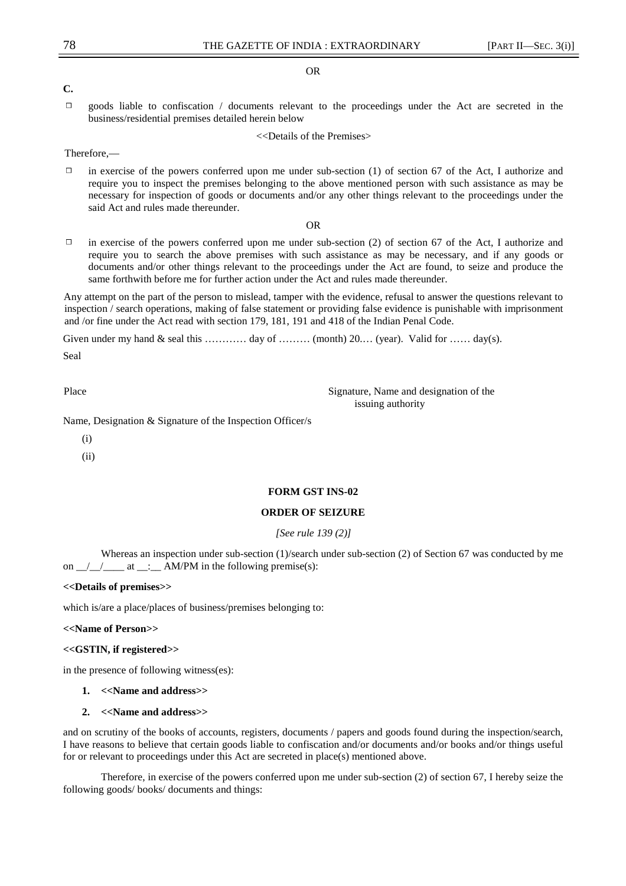OR

**C.**

- ☐ goods liable to confiscation / documents relevant to the proceedings under the Act are secreted in the business/residential premises detailed herein below

<<Details of the Premises>

Therefore,—

- ☐ in exercise of the powers conferred upon me under sub-section (1) of section 67 of the Act, I authorize and require you to inspect the premises belonging to the above mentioned person with such assistance as may be necessary for inspection of goods or documents and/or any other things relevant to the proceedings under the said Act and rules made thereunder.

OR

- ☐ in exercise of the powers conferred upon me under sub-section (2) of section 67 of the Act, I authorize and require you to search the above premises with such assistance as may be necessary, and if any goods or documents and/or other things relevant to the proceedings under the Act are found, to seize and produce the same forthwith before me for further action under the Act and rules made thereunder.

Any attempt on the part of the person to mislead, tamper with the evidence, refusal to answer the questions relevant to inspection / search operations, making of false statement or providing false evidence is punishable with imprisonment and /or fine under the Act read with section 179, 181, 191 and 418 of the Indian Penal Code.

Given under my hand & seal this ………… day of ……… (month) 20.… (year). Valid for …… day(s).

Seal

Place

Signature, Name and designation of the issuing authority

Name, Designation & Signature of the Inspection Officer/s

(i)

(ii)

## FORM GST INS-02

## ORDER OF SEIZURE

*[See rule 139 (2)]*

Whereas an inspection under sub-section (1)/search under sub-section (2) of Section 67 was conducted by me on \_\_/\_\_/\_\_\_\_ at \_\_:\_\_ AM/PM in the following premise(s):

**<<Details of premises>>**

which is/are a place/places of business/premises belonging to:

**<<Name of Person>>**

**<<GSTIN, if registered>>**

in the presence of following witness(es):

1. **<<Name and address>>**
2. **<<Name and address>>**

and on scrutiny of the books of accounts, registers, documents / papers and goods found during the inspection/search, I have reasons to believe that certain goods liable to confiscation and/or documents and/or books and/or things useful for or relevant to proceedings under this Act are secreted in place(s) mentioned above.

Therefore, in exercise of the powers conferred upon me under sub-section (2) of section 67, I hereby seize the following goods/ books/ documents and things: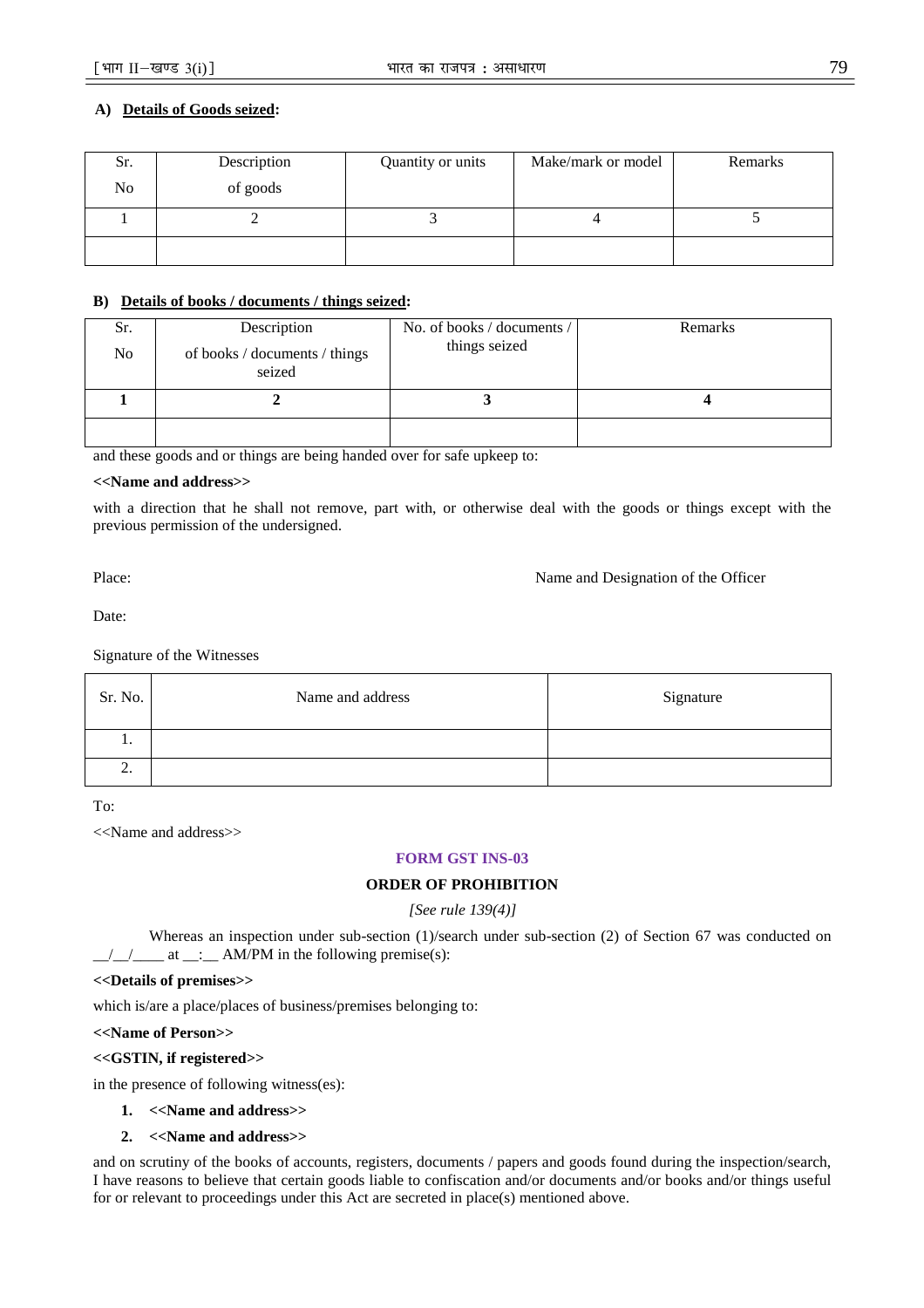**A) Details of Goods seized:**

| Sr. No | Description of goods | Quantity or units | Make/mark or model | Remarks |
|---|---|---|---|---|
| 1 | 2 | 3 | 4 | 5 |
| | | | | |

**B) Details of books / documents / things seized:**

| Sr. No | Description of books / documents / things seized | No. of books / documents / things seized | Remarks |
|---|---|---|---|
| **1** | **2** | **3** | **4** |
| | | | |

and these goods and or things are being handed over for safe upkeep to:

**<<Name and address>>**

with a direction that he shall not remove, part with, or otherwise deal with the goods or things except with the previous permission of the undersigned.

Place: Name and Designation of the Officer

Date:

Signature of the Witnesses

| Sr. No. | Name and address | Signature |
|---|---|---|
| 1. | | |
| 2. | | |

To:

<<Name and address>>

## FORM GST INS-03

### ORDER OF PROHIBITION

*[See rule 139(4)]*

Whereas an inspection under sub-section (1)/search under sub-section (2) of Section 67 was conducted on __/__/____ at __:__ AM/PM in the following premise(s):

**<<Details of premises>>**

which is/are a place/places of business/premises belonging to:

**<<Name of Person>>**

**<<GSTIN, if registered>>**

in the presence of following witness(es):

1. **<<Name and address>>**
2. **<<Name and address>>**

and on scrutiny of the books of accounts, registers, documents / papers and goods found during the inspection/search, I have reasons to believe that certain goods liable to confiscation and/or documents and/or books and/or things useful for or relevant to proceedings under this Act are secreted in place(s) mentioned above.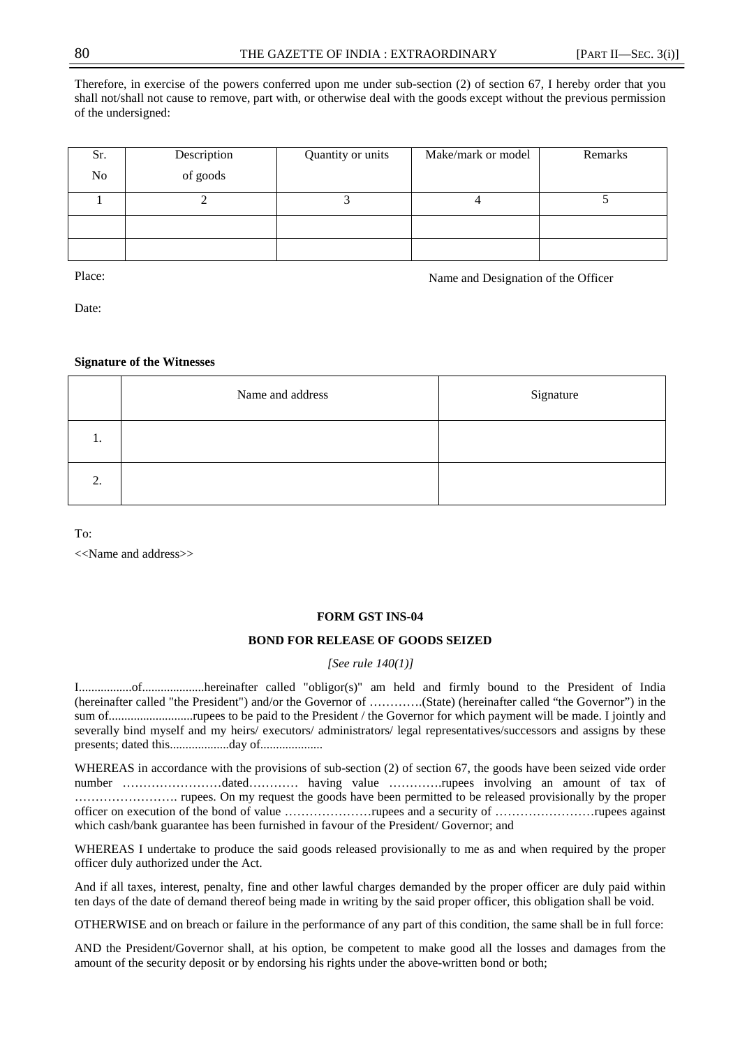Therefore, in exercise of the powers conferred upon me under sub-section (2) of section 67, I hereby order that you shall not/shall not cause to remove, part with, or otherwise deal with the goods except without the previous permission of the undersigned:

| Sr. No | Description of goods | Quantity or units | Make/mark or model | Remarks |
|---|---|---|---|---|
| 1 | 2 | 3 | 4 | 5 |
| | | | | |
| | | | | |

Place: Name and Designation of the Officer

Date:

**Signature of the Witnesses**

| | Name and address | Signature |
|---|---|---|
| 1. | | |
| 2. | | |

To:

<<Name and address>>

**FORM GST INS-04**

**BOND FOR RELEASE OF GOODS SEIZED**

*[See rule 140(1)]*

I.................of....................hereinafter called "obligor(s)" am held and firmly bound to the President of India (hereinafter called "the President") and/or the Governor of ………….(State) (hereinafter called "the Governor") in the sum of...........................rupees to be paid to the President / the Governor for which payment will be made. I jointly and severally bind myself and my heirs/ executors/ administrators/ legal representatives/successors and assigns by these presents; dated this...................day of....................

WHEREAS in accordance with the provisions of sub-section (2) of section 67, the goods have been seized vide order number ……………………dated………… having value ………….rupees involving an amount of tax of ……………………. rupees. On my request the goods have been permitted to be released provisionally by the proper officer on execution of the bond of value …………………rupees and a security of ……………………rupees against which cash/bank guarantee has been furnished in favour of the President/ Governor; and

WHEREAS I undertake to produce the said goods released provisionally to me as and when required by the proper officer duly authorized under the Act.

And if all taxes, interest, penalty, fine and other lawful charges demanded by the proper officer are duly paid within ten days of the date of demand thereof being made in writing by the said proper officer, this obligation shall be void.

OTHERWISE and on breach or failure in the performance of any part of this condition, the same shall be in full force:

AND the President/Governor shall, at his option, be competent to make good all the losses and damages from the amount of the security deposit or by endorsing his rights under the above-written bond or both;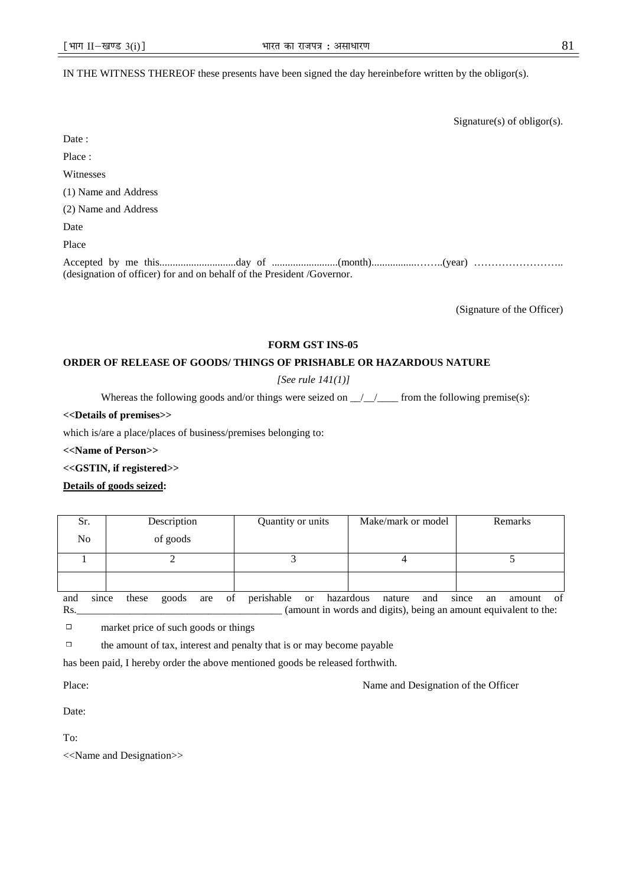IN THE WITNESS THEREOF these presents have been signed the day hereinbefore written by the obligor(s).

Signature(s) of obligor(s).

Date :

Place :

Witnesses

(1) Name and Address

(2) Name and Address

Date

Place

Accepted by me this............................day of .........................(month)................……..(year) …………………….. (designation of officer) for and on behalf of the President /Governor.

(Signature of the Officer)

**FORM GST INS-05**

**ORDER OF RELEASE OF GOODS/ THINGS OF PRISHABLE OR HAZARDOUS NATURE**

*[See rule 141(1)]*

Whereas the following goods and/or things were seized on __/__/____ from the following premise(s):

**<<Details of premises>>**

which is/are a place/places of business/premises belonging to:

**<<Name of Person>>**

**<<GSTIN, if registered>>**

**Details of goods seized:**

| Sr. No | Description of goods | Quantity or units | Make/mark or model | Remarks |
|---|---|---|---|---|
| 1 | 2 | 3 | 4 | 5 |
| | | | | |

and since these goods are of perishable or hazardous nature and since an amount of Rs.______________________________________ (amount in words and digits), being an amount equivalent to the:

- ☐ market price of such goods or things
- ☐ the amount of tax, interest and penalty that is or may become payable

has been paid, I hereby order the above mentioned goods be released forthwith.

Place: Name and Designation of the Officer

Date:

To:

<<Name and Designation>>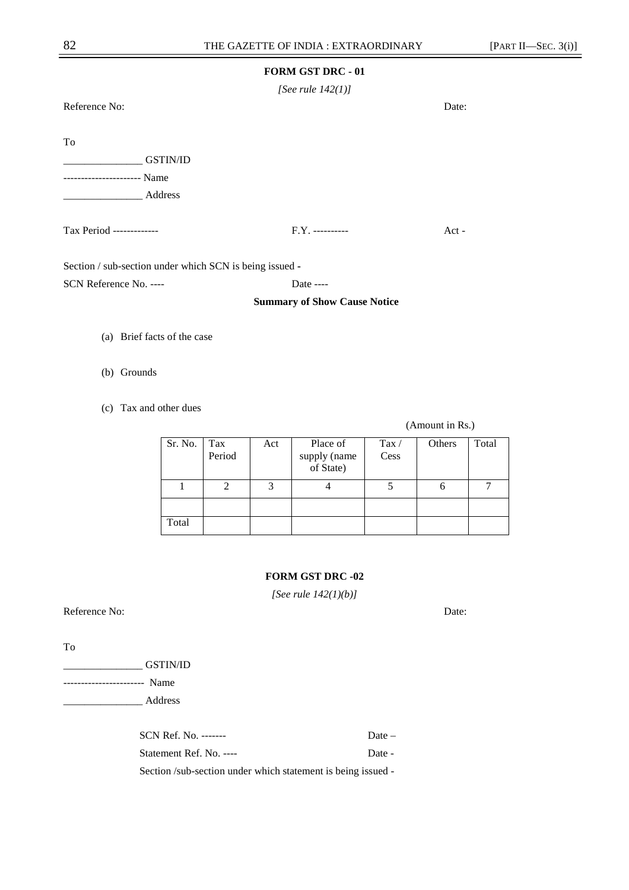## FORM GST DRC - 01

*[See rule 142(1)]*

Reference No: Date:

To

_______________ GSTIN/ID

---------------------- Name

_______________ Address

Tax Period ------------- F.Y. ---------- Act -

Section / sub-section under which SCN is being issued -

SCN Reference No. ---- Date ----

**Summary of Show Cause Notice**

(a) Brief facts of the case

(b) Grounds

(c) Tax and other dues

(Amount in Rs.)

| Sr. No. | Tax Period | Act | Place of supply (name of State) | Tax / Cess | Others | Total |
|---|---|---|---|---|---|---|
| 1 | 2 | 3 | 4 | 5 | 6 | 7 |
| | | | | | | |
| Total | | | | | | |

## FORM GST DRC -02

*[See rule 142(1)(b)]*

Reference No: Date:

To

_______________ GSTIN/ID

---------------------- Name

_______________ Address

SCN Ref. No. ------- Date –

Statement Ref. No. ---- Date -

Section /sub-section under which statement is being issued -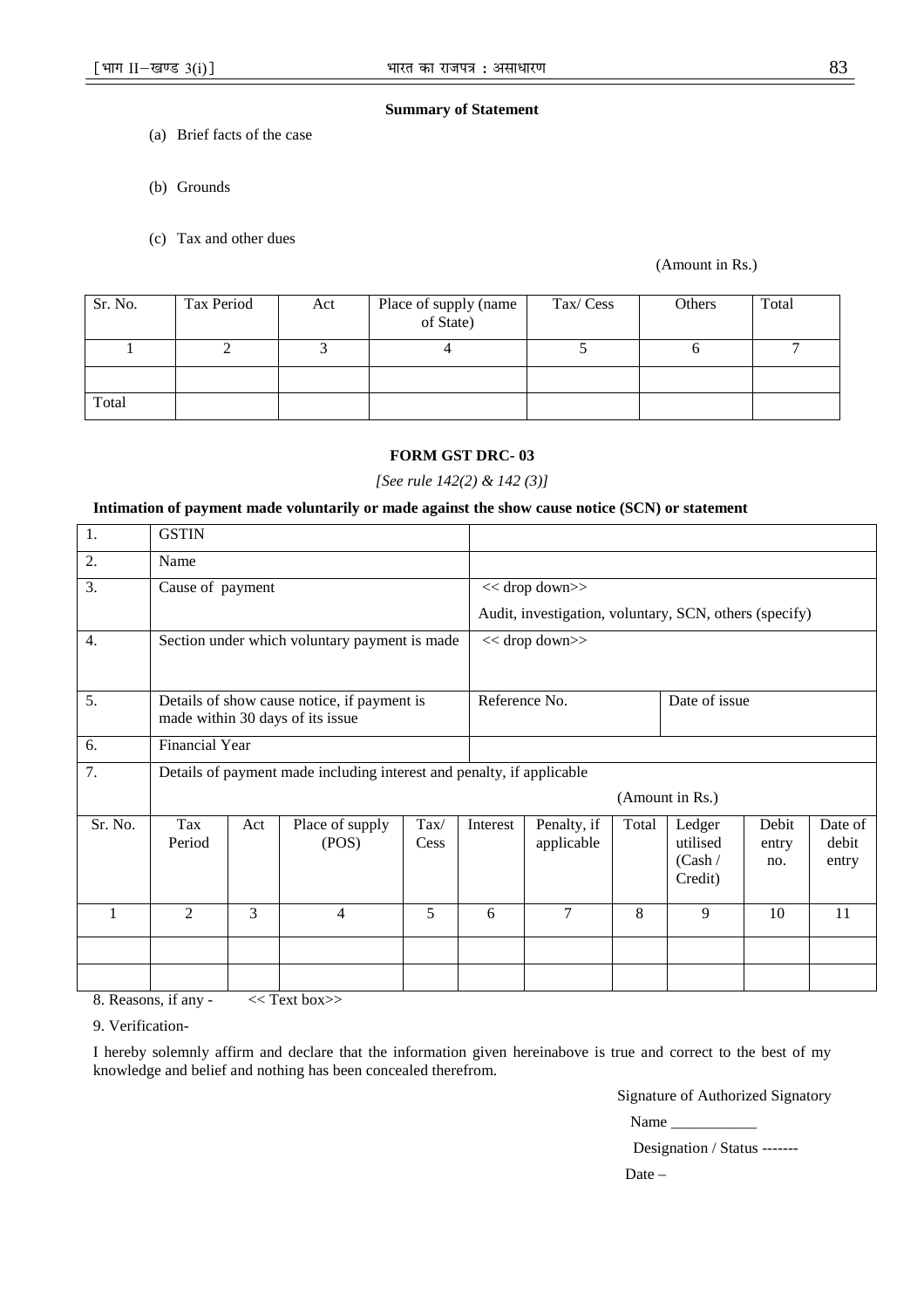**Summary of Statement**

(a) Brief facts of the case

(b) Grounds

(c) Tax and other dues

(Amount in Rs.)

| Sr. No. | Tax Period | Act | Place of supply (name of State) | Tax/ Cess | Others | Total |
|---|---|---|---|---|---|---|
| 1 | 2 | 3 | 4 | 5 | 6 | 7 |
| | | | | | | |
| Total | | | | | | |

**FORM GST DRC- 03**

*[See rule 142(2) & 142 (3)]*

**Intimation of payment made voluntarily or made against the show cause notice (SCN) or statement**

| 1. | GSTIN | |
|---|---|---|
| 2. | Name | |
| 3. | Cause of payment | << drop down>> Audit, investigation, voluntary, SCN, others (specify) |
| 4. | Section under which voluntary payment is made | << drop down>> |
| 5. | Details of show cause notice, if payment is made within 30 days of its issue | Reference No. / Date of issue |
| 6. | Financial Year | |
| 7. | Details of payment made including interest and penalty, if applicable | |

(Amount in Rs.)

| Sr. No. | Tax Period | Act | Place of supply (POS) | Tax/ Cess | Interest | Penalty, if applicable | Total | Ledger utilised (Cash / Credit) | Debit entry no. | Date of debit entry |
|---|---|---|---|---|---|---|---|---|---|---|
| 1 | 2 | 3 | 4 | 5 | 6 | 7 | 8 | 9 | 10 | 11 |
| | | | | | | | | | | |
| | | | | | | | | | | |

8. Reasons, if any - << Text box>>

9. Verification-

I hereby solemnly affirm and declare that the information given hereinabove is true and correct to the best of my knowledge and belief and nothing has been concealed therefrom.

Signature of Authorized Signatory

Name ___________

Designation / Status -------

Date –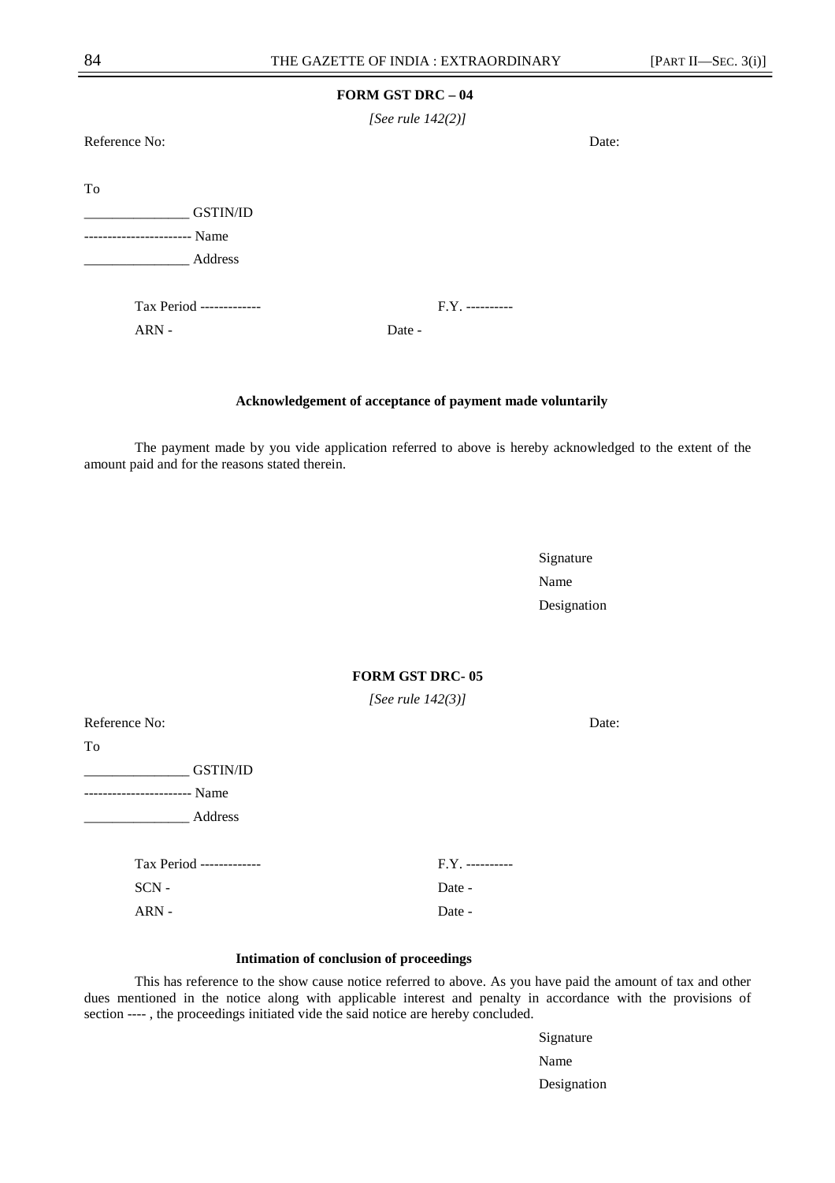**FORM GST DRC – 04**

*[See rule 142(2)]*

Reference No: Date:

To

_______________ GSTIN/ID

----------------------- Name

_______________ Address

Tax Period ------------- F.Y. ----------

ARN - Date -

**Acknowledgement of acceptance of payment made voluntarily**

The payment made by you vide application referred to above is hereby acknowledged to the extent of the amount paid and for the reasons stated therein.

Signature

Name

Designation

**FORM GST DRC- 05**

*[See rule 142(3)]*

Reference No: Date:

To

_______________ GSTIN/ID

----------------------- Name

_______________ Address

Tax Period ------------- F.Y. ----------

SCN - Date -

ARN - Date -

**Intimation of conclusion of proceedings**

This has reference to the show cause notice referred to above. As you have paid the amount of tax and other dues mentioned in the notice along with applicable interest and penalty in accordance with the provisions of section ---- , the proceedings initiated vide the said notice are hereby concluded.

Signature

Name

Designation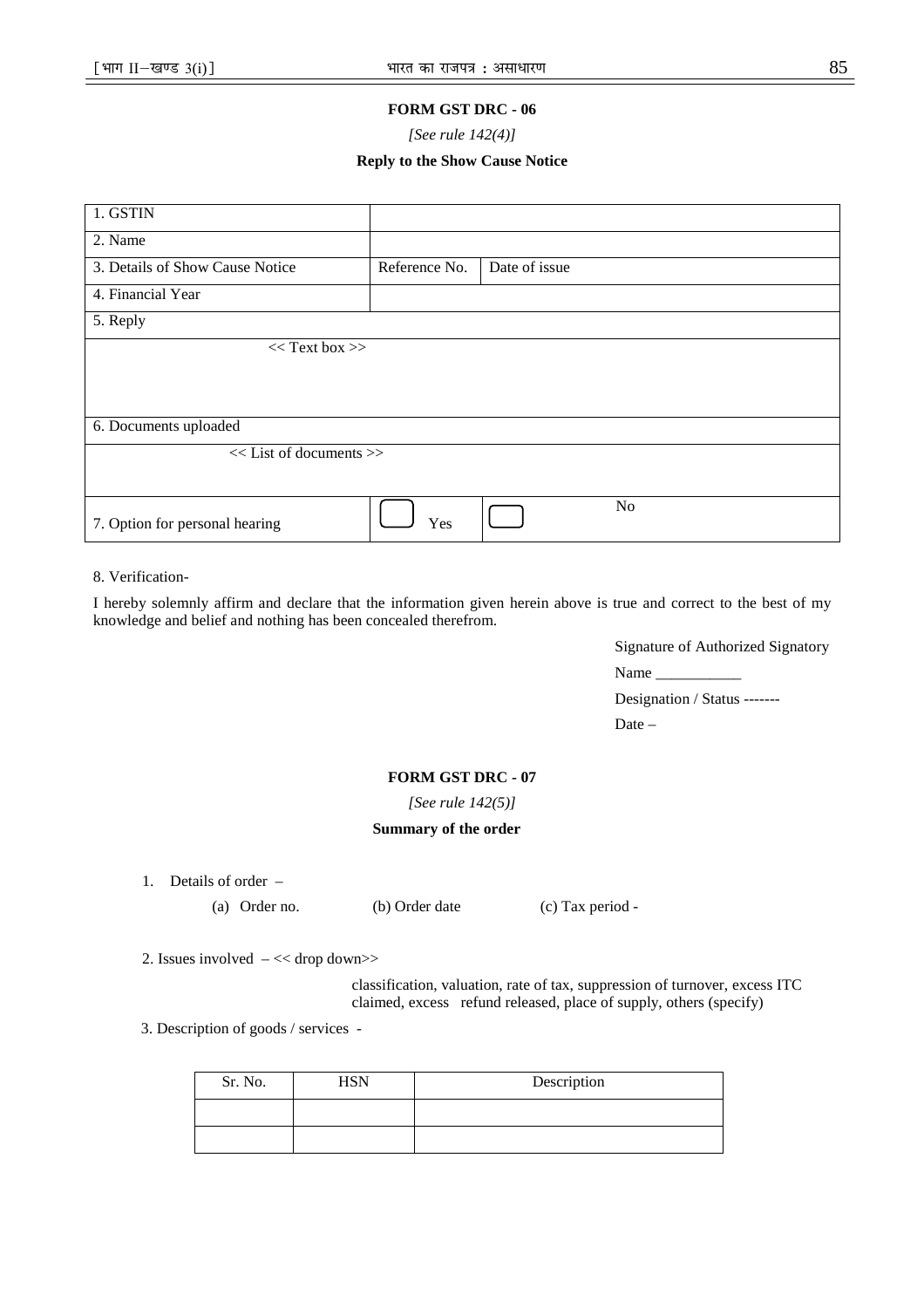**FORM GST DRC - 06**

*[See rule 142(4)]*

**Reply to the Show Cause Notice**

| 1. GSTIN | | |
|---|---|---|
| 2. Name | | |
| 3. Details of Show Cause Notice | Reference No. | Date of issue |
| 4. Financial Year | | |
| 5. Reply | | |
| << Text box >> | | |
| 6. Documents uploaded | | |
| << List of documents >> | | |
| 7. Option for personal hearing | Yes | No |

8. Verification-

I hereby solemnly affirm and declare that the information given herein above is true and correct to the best of my knowledge and belief and nothing has been concealed therefrom.

Signature of Authorized Signatory

Name ___________

Designation / Status -------

Date –

**FORM GST DRC - 07**

*[See rule 142(5)]*

**Summary of the order**

1. Details of order –

   (a) Order no. (b) Order date (c) Tax period -

2. Issues involved – << drop down>>

   classification, valuation, rate of tax, suppression of turnover, excess ITC claimed, excess refund released, place of supply, others (specify)

3. Description of goods / services -

| Sr. No. | HSN | Description |
|---|---|---|
| | | |
| | | |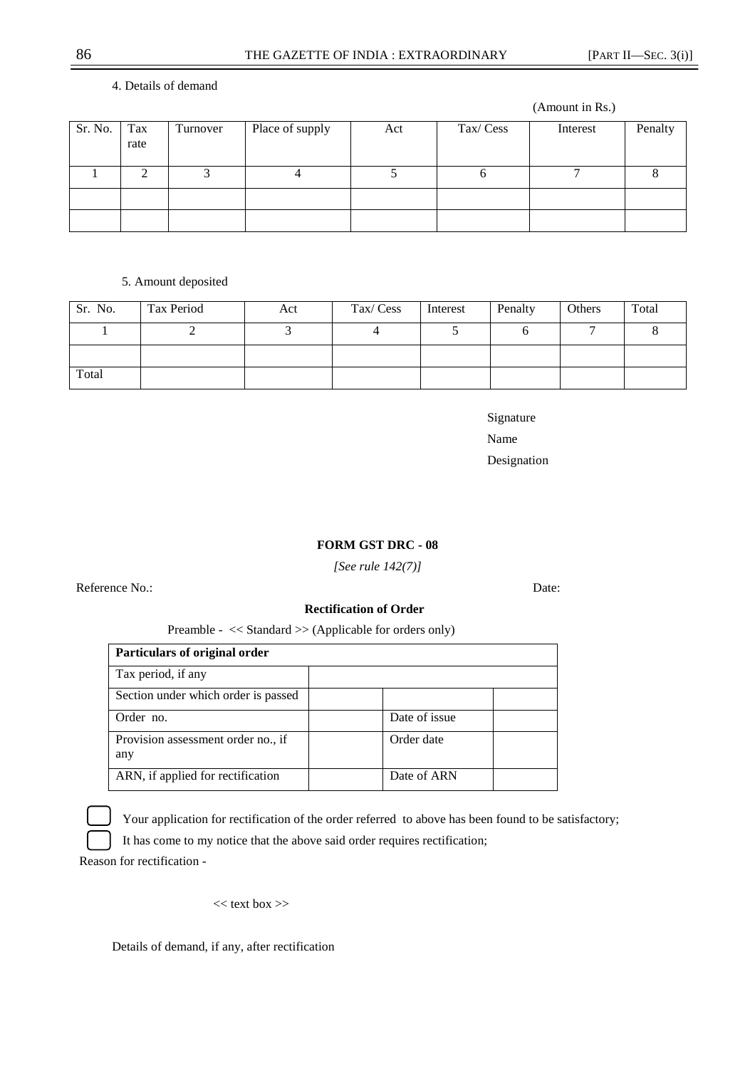4. Details of demand

(Amount in Rs.)

| Sr. No. | Tax rate | Turnover | Place of supply | Act | Tax/ Cess | Interest | Penalty |
|---|---|---|---|---|---|---|---|
| 1 | 2 | 3 | 4 | 5 | 6 | 7 | 8 |
| | | | | | | | |
| | | | | | | | |

5. Amount deposited

| Sr. No. | Tax Period | Act | Tax/ Cess | Interest | Penalty | Others | Total |
|---|---|---|---|---|---|---|---|
| 1 | 2 | 3 | 4 | 5 | 6 | 7 | 8 |
| | | | | | | | |
| Total | | | | | | | |

Signature

Name

Designation

**FORM GST DRC - 08**

*[See rule 142(7)]*

Reference No.: Date:

**Rectification of Order**

Preamble - << Standard >> (Applicable for orders only)

| **Particulars of original order** | | | |
|---|---|---|---|
| Tax period, if any | | | |
| Section under which order is passed | | | |
| Order no. | | Date of issue | |
| Provision assessment order no., if any | | Order date | |
| ARN, if applied for rectification | | Date of ARN | |

☐ Your application for rectification of the order referred to above has been found to be satisfactory;

☐ It has come to my notice that the above said order requires rectification;

Reason for rectification -

<< text box >>

Details of demand, if any, after rectification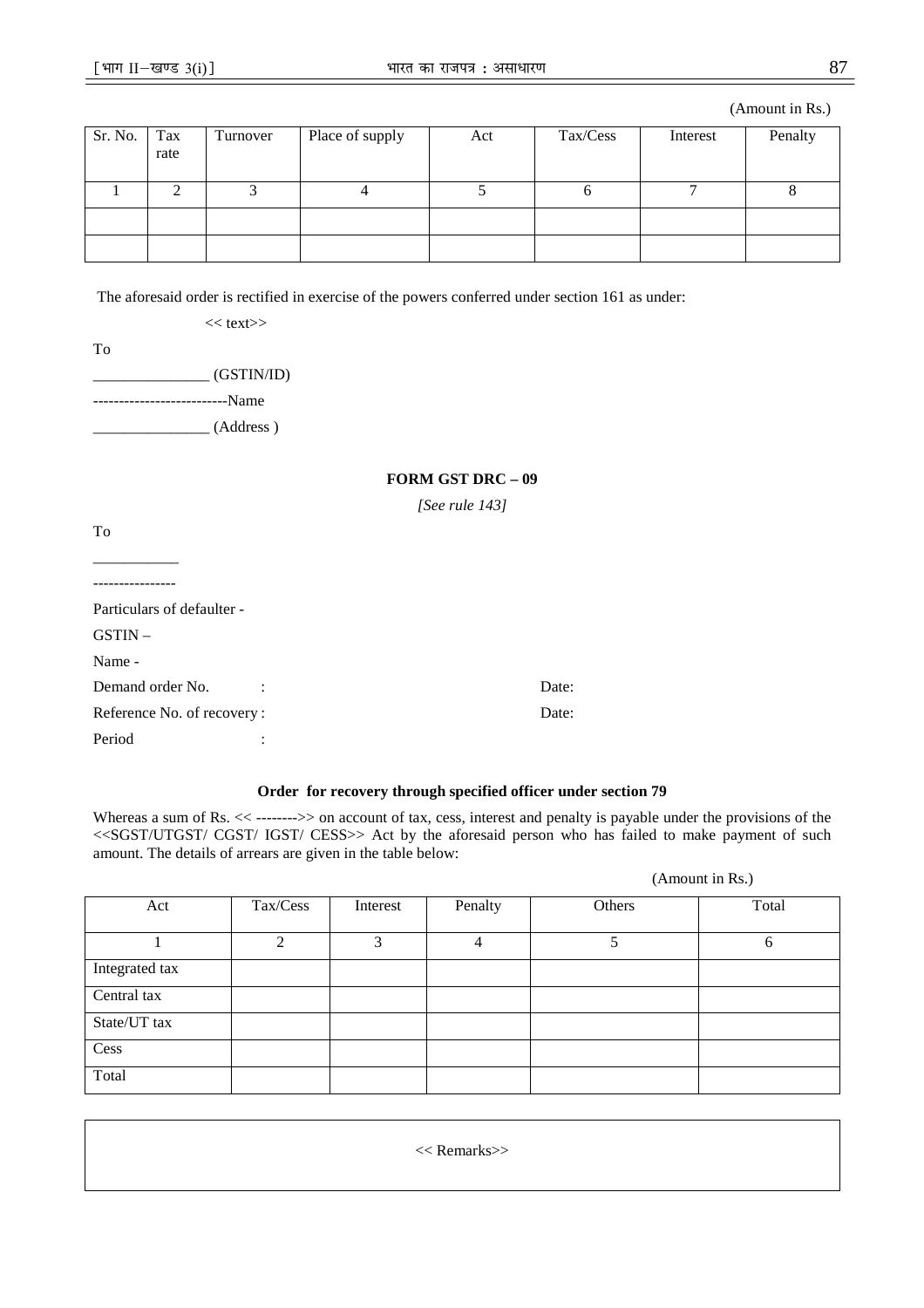(Amount in Rs.)

| Sr. No. | Tax rate | Turnover | Place of supply | Act | Tax/Cess | Interest | Penalty |
|---|---|---|---|---|---|---|---|
| 1 | 2 | 3 | 4 | 5 | 6 | 7 | 8 |
| | | | | | | | |
| | | | | | | | |

The aforesaid order is rectified in exercise of the powers conferred under section 161 as under:

<< text>>

To

_______________ (GSTIN/ID)

--------------------------Name

_______________ (Address )

**FORM GST DRC – 09**

*[See rule 143]*

To

___________

----------------

Particulars of defaulter -

GSTIN –

Name -

Demand order No. : Date:

Reference No. of recovery : Date:

Period :

**Order for recovery through specified officer under section 79**

Whereas a sum of Rs. << -------->> on account of tax, cess, interest and penalty is payable under the provisions of the <<SGST/UTGST/ CGST/ IGST/ CESS>> Act by the aforesaid person who has failed to make payment of such amount. The details of arrears are given in the table below:

(Amount in Rs.)

| Act | Tax/Cess | Interest | Penalty | Others | Total |
|---|---|---|---|---|---|
| 1 | 2 | 3 | 4 | 5 | 6 |
| Integrated tax | | | | | |
| Central tax | | | | | |
| State/UT tax | | | | | |
| Cess | | | | | |
| Total | | | | | |

<< Remarks>>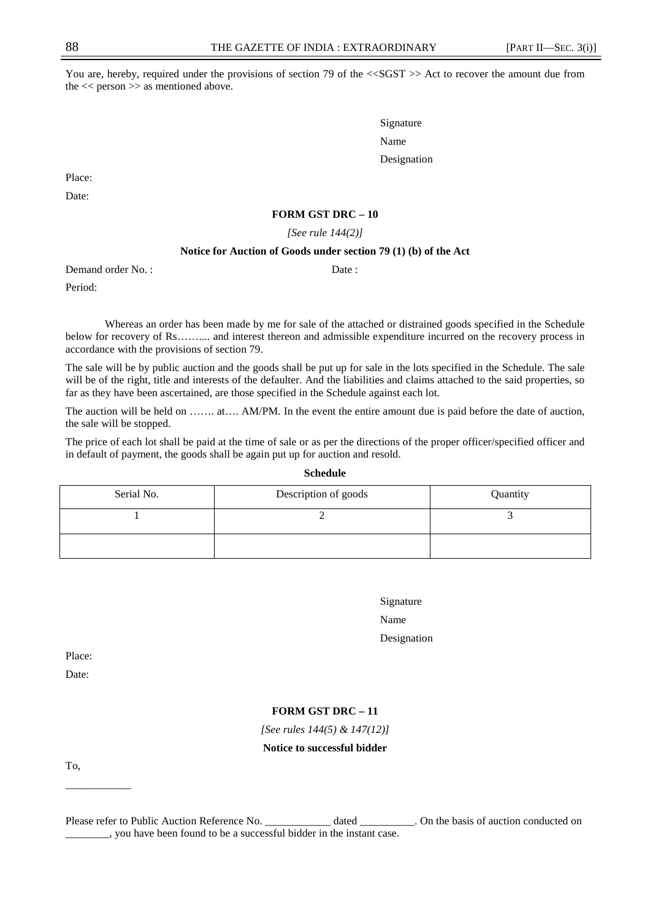You are, hereby, required under the provisions of section 79 of the <<SGST >> Act to recover the amount due from the << person >> as mentioned above.

Signature

Name

Designation

Place:

Date:

**FORM GST DRC – 10**

*[See rule 144(2)]*

**Notice for Auction of Goods under section 79 (1) (b) of the Act**

Demand order No. : Date :

Period:

Whereas an order has been made by me for sale of the attached or distrained goods specified in the Schedule below for recovery of Rs……... and interest thereon and admissible expenditure incurred on the recovery process in accordance with the provisions of section 79.

The sale will be by public auction and the goods shall be put up for sale in the lots specified in the Schedule. The sale will be of the right, title and interests of the defaulter. And the liabilities and claims attached to the said properties, so far as they have been ascertained, are those specified in the Schedule against each lot.

The auction will be held on ……. at…. AM/PM. In the event the entire amount due is paid before the date of auction, the sale will be stopped.

The price of each lot shall be paid at the time of sale or as per the directions of the proper officer/specified officer and in default of payment, the goods shall be again put up for auction and resold.

**Schedule**

| Serial No. | Description of goods | Quantity |
|---|---|---|
| 1 | 2 | 3 |
| | | |

Signature

Name

Designation

Place:

Date:

**FORM GST DRC – 11**

*[See rules 144(5) & 147(12)]*

**Notice to successful bidder**

To,

\_\_\_\_\_\_\_\_\_\_\_\_

Please refer to Public Auction Reference No. \_\_\_\_\_\_\_\_\_\_\_\_ dated \_\_\_\_\_\_\_\_\_\_. On the basis of auction conducted on \_\_\_\_\_\_\_\_, you have been found to be a successful bidder in the instant case.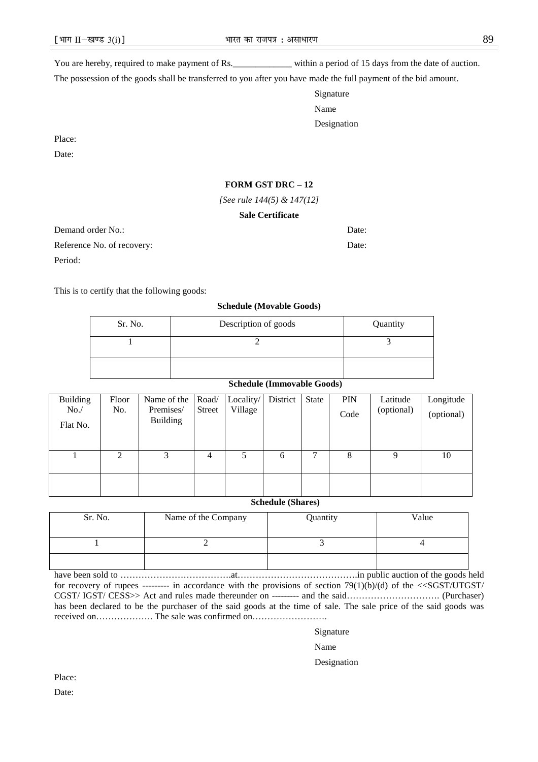You are hereby, required to make payment of Rs._____________ within a period of 15 days from the date of auction.

The possession of the goods shall be transferred to you after you have made the full payment of the bid amount.

Signature

Name

Designation

Place:

Date:

**FORM GST DRC – 12**

*[See rule 144(5) & 147(12]*

**Sale Certificate**

Demand order No.: Date:

Reference No. of recovery: Date:

Period:

This is to certify that the following goods:

**Schedule (Movable Goods)**

| Sr. No. | Description of goods | Quantity |
|---|---|---|
| 1 | 2 | 3 |
| | | |

**Schedule (Immovable Goods)**

| Building No./ Flat No. | Floor No. | Name of the Premises/ Building | Road/ Street | Locality/ Village | District | State | PIN Code | Latitude (optional) | Longitude (optional) |
|---|---|---|---|---|---|---|---|---|---|
| 1 | 2 | 3 | 4 | 5 | 6 | 7 | 8 | 9 | 10 |
| | | | | | | | | | |

**Schedule (Shares)**

| Sr. No. | Name of the Company | Quantity | Value |
|---|---|---|---|
| 1 | 2 | 3 | 4 |
| | | | |

have been sold to ……………………………….at………………………………….in public auction of the goods held for recovery of rupees --------- in accordance with the provisions of section 79(1)(b)/(d) of the <<SGST/UTGST/ CGST/ IGST/ CESS>> Act and rules made thereunder on --------- and the said…………………………. (Purchaser) has been declared to be the purchaser of the said goods at the time of sale. The sale price of the said goods was received on………………. The sale was confirmed on…………………….

Signature

Name

Designation

Place:

Date: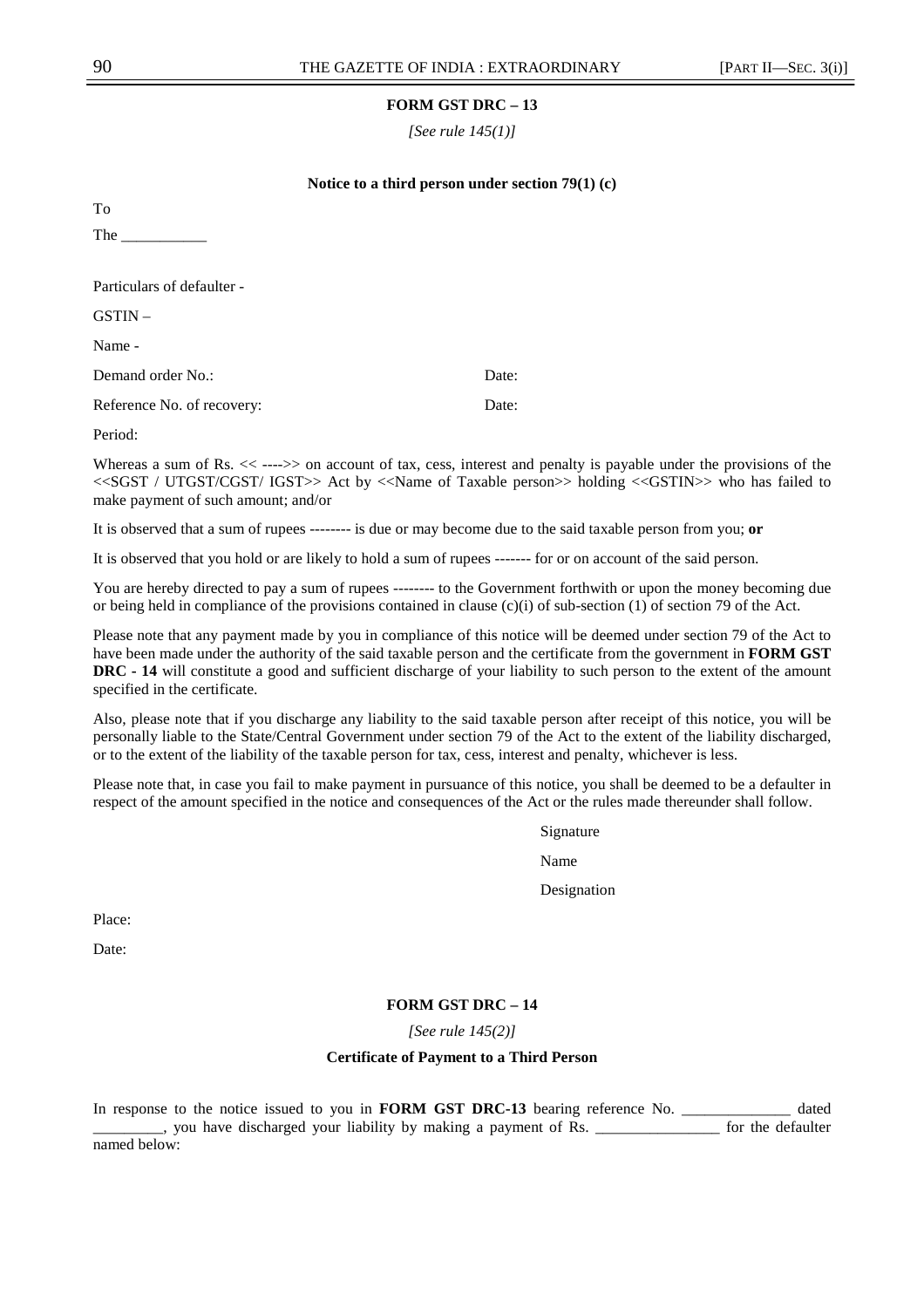**FORM GST DRC – 13**

*[See rule 145(1)]*

**Notice to a third person under section 79(1) (c)**

To

The ___________

Particulars of defaulter -

GSTIN –

Name -

Demand order No.: Date:

Reference No. of recovery: Date:

Period:

Whereas a sum of Rs. << ---->> on account of tax, cess, interest and penalty is payable under the provisions of the <<SGST / UTGST/CGST/ IGST>> Act by <<Name of Taxable person>> holding <<GSTIN>> who has failed to make payment of such amount; and/or

It is observed that a sum of rupees -------- is due or may become due to the said taxable person from you; **or**

It is observed that you hold or are likely to hold a sum of rupees ------- for or on account of the said person.

You are hereby directed to pay a sum of rupees -------- to the Government forthwith or upon the money becoming due or being held in compliance of the provisions contained in clause (c)(i) of sub-section (1) of section 79 of the Act.

Please note that any payment made by you in compliance of this notice will be deemed under section 79 of the Act to have been made under the authority of the said taxable person and the certificate from the government in **FORM GST DRC - 14** will constitute a good and sufficient discharge of your liability to such person to the extent of the amount specified in the certificate.

Also, please note that if you discharge any liability to the said taxable person after receipt of this notice, you will be personally liable to the State/Central Government under section 79 of the Act to the extent of the liability discharged, or to the extent of the liability of the taxable person for tax, cess, interest and penalty, whichever is less.

Please note that, in case you fail to make payment in pursuance of this notice, you shall be deemed to be a defaulter in respect of the amount specified in the notice and consequences of the Act or the rules made thereunder shall follow.

Signature

Name

Designation

Place:

Date:

**FORM GST DRC – 14**

*[See rule 145(2)]*

**Certificate of Payment to a Third Person**

In response to the notice issued to you in **FORM GST DRC-13** bearing reference No. ______________ dated _________, you have discharged your liability by making a payment of Rs. ________________ for the defaulter named below: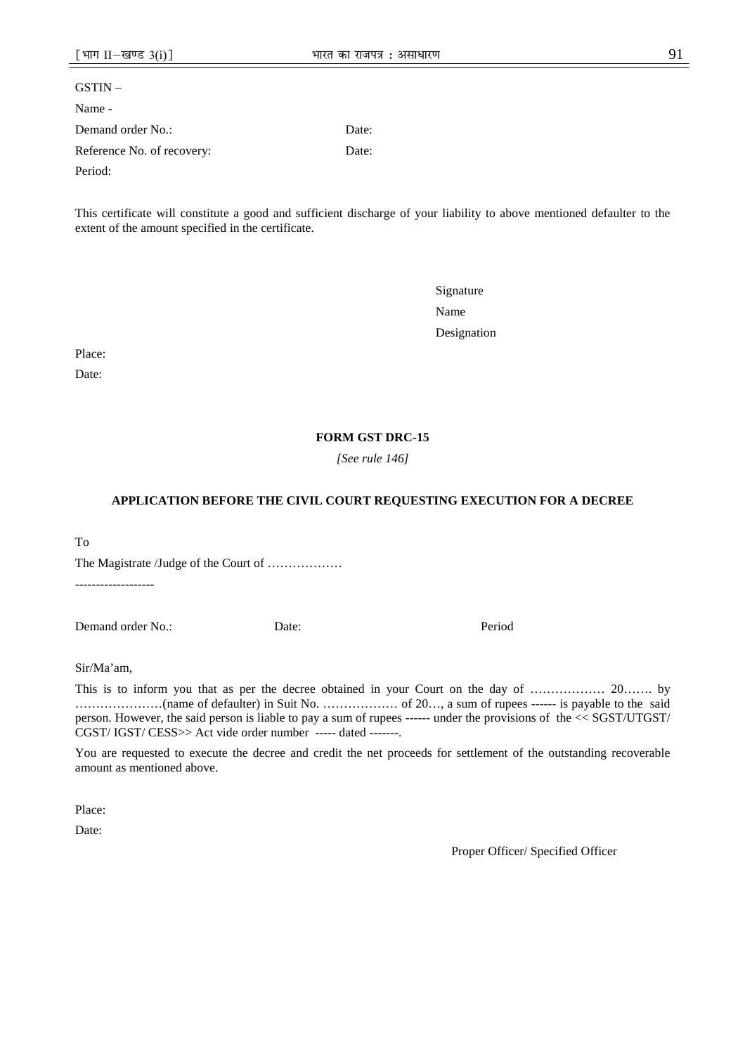GSTIN –

Name -

Demand order No.: Date:

Reference No. of recovery: Date:

Period:

This certificate will constitute a good and sufficient discharge of your liability to above mentioned defaulter to the extent of the amount specified in the certificate.

Signature

Name

Designation

Place:

Date:

**FORM GST DRC-15**

*[See rule 146]*

**APPLICATION BEFORE THE CIVIL COURT REQUESTING EXECUTION FOR A DECREE**

To

The Magistrate /Judge of the Court of ………………

-------------------

Demand order No.: Date: Period

Sir/Ma'am,

This is to inform you that as per the decree obtained in your Court on the day of ……………… 20……. by …………………(name of defaulter) in Suit No. ……………… of 20…, a sum of rupees ------ is payable to the said person. However, the said person is liable to pay a sum of rupees ------ under the provisions of the << SGST/UTGST/ CGST/ IGST/ CESS>> Act vide order number ----- dated -------.

You are requested to execute the decree and credit the net proceeds for settlement of the outstanding recoverable amount as mentioned above.

Place:

Date:

Proper Officer/ Specified Officer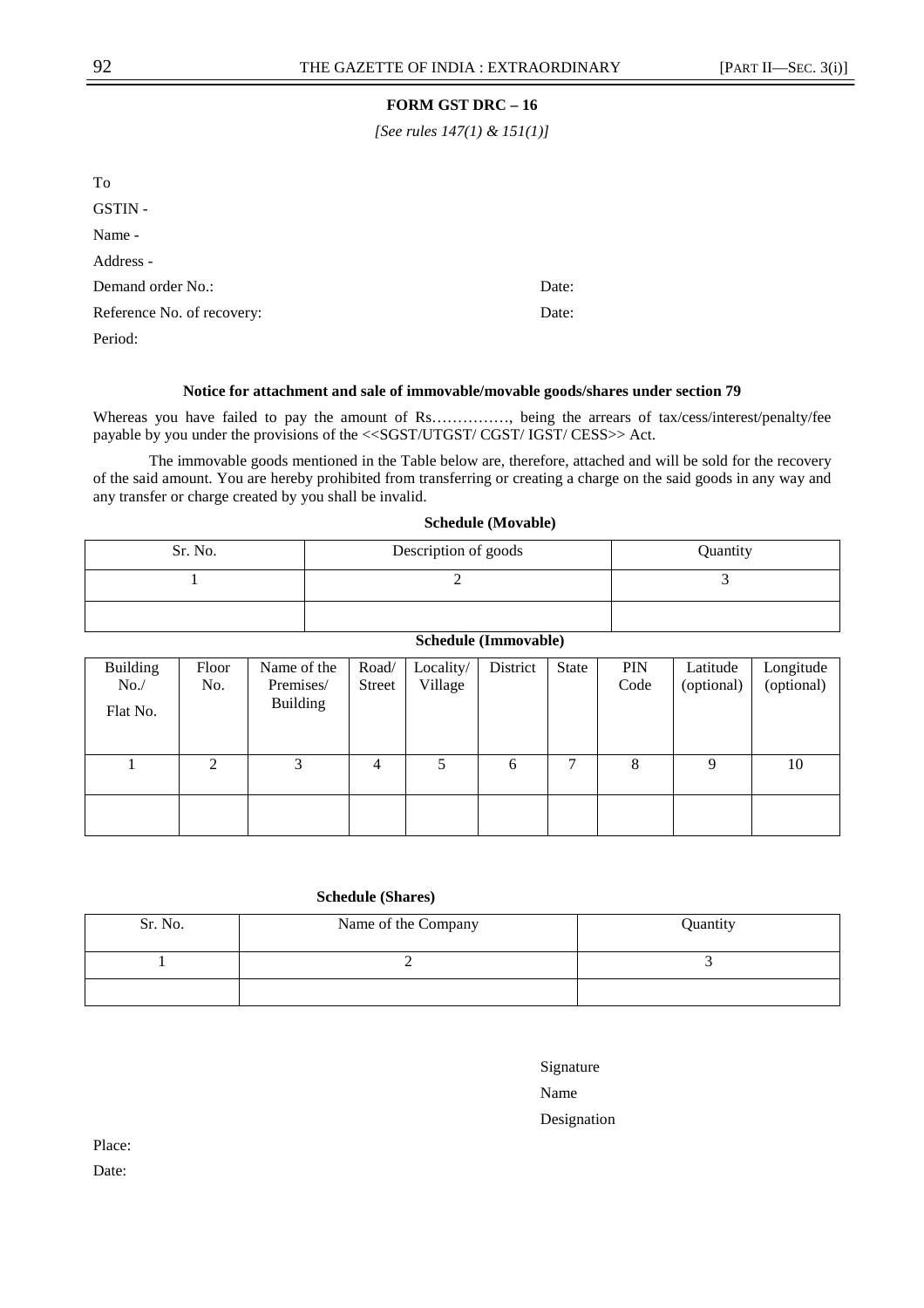**FORM GST DRC – 16**

*[See rules 147(1) & 151(1)]*

To

GSTIN -

Name -

Address -

Demand order No.: Date:

Reference No. of recovery: Date:

Period:

**Notice for attachment and sale of immovable/movable goods/shares under section 79**

Whereas you have failed to pay the amount of Rs……………, being the arrears of tax/cess/interest/penalty/fee payable by you under the provisions of the <<SGST/UTGST/ CGST/ IGST/ CESS>> Act.

The immovable goods mentioned in the Table below are, therefore, attached and will be sold for the recovery of the said amount. You are hereby prohibited from transferring or creating a charge on the said goods in any way and any transfer or charge created by you shall be invalid.

**Schedule (Movable)**

| Sr. No. | Description of goods | Quantity |
|---|---|---|
| 1 | 2 | 3 |
| | | |

**Schedule (Immovable)**

| Building No./ Flat No. | Floor No. | Name of the Premises/ Building | Road/ Street | Locality/ Village | District | State | PIN Code | Latitude (optional) | Longitude (optional) |
|---|---|---|---|---|---|---|---|---|---|
| 1 | 2 | 3 | 4 | 5 | 6 | 7 | 8 | 9 | 10 |
| | | | | | | | | | |

**Schedule (Shares)**

| Sr. No. | Name of the Company | Quantity |
|---|---|---|
| 1 | 2 | 3 |
| | | |

Signature

Name

Designation

Place:

Date: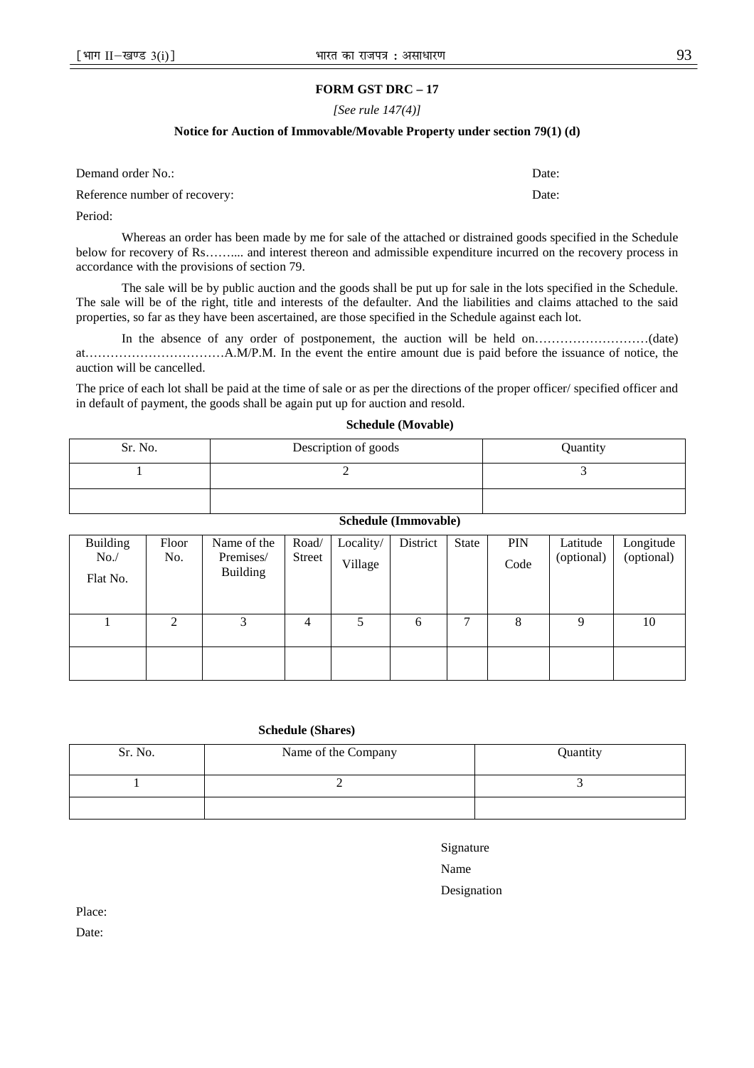**FORM GST DRC – 17**

*[See rule 147(4)]*

**Notice for Auction of Immovable/Movable Property under section 79(1) (d)**

Demand order No.: Date:

Reference number of recovery: Date:

Period:

Whereas an order has been made by me for sale of the attached or distrained goods specified in the Schedule below for recovery of Rs……... and interest thereon and admissible expenditure incurred on the recovery process in accordance with the provisions of section 79.

The sale will be by public auction and the goods shall be put up for sale in the lots specified in the Schedule. The sale will be of the right, title and interests of the defaulter. And the liabilities and claims attached to the said properties, so far as they have been ascertained, are those specified in the Schedule against each lot.

In the absence of any order of postponement, the auction will be held on………………………(date) at……………………………A.M/P.M. In the event the entire amount due is paid before the issuance of notice, the auction will be cancelled.

The price of each lot shall be paid at the time of sale or as per the directions of the proper officer/ specified officer and in default of payment, the goods shall be again put up for auction and resold.

**Schedule (Movable)**

| Sr. No. | Description of goods | Quantity |
|---|---|---|
| 1 | 2 | 3 |
| | | |

**Schedule (Immovable)**

| Building No./ Flat No. | Floor No. | Name of the Premises/ Building | Road/ Street | Locality/ Village | District | State | PIN Code | Latitude (optional) | Longitude (optional) |
|---|---|---|---|---|---|---|---|---|---|
| 1 | 2 | 3 | 4 | 5 | 6 | 7 | 8 | 9 | 10 |
| | | | | | | | | | |

**Schedule (Shares)**

| Sr. No. | Name of the Company | Quantity |
|---|---|---|
| 1 | 2 | 3 |
| | | |

Signature

Name

Designation

Place:

Date: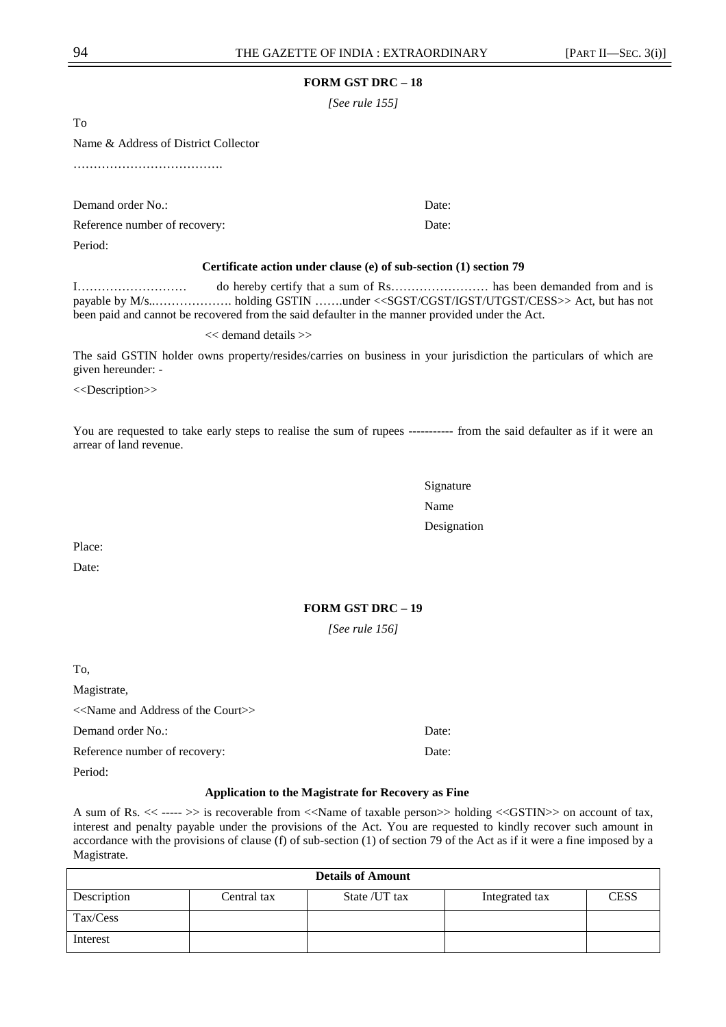**FORM GST DRC – 18**

*[See rule 155]*

To

Name & Address of District Collector

……………………………….

Demand order No.: Date:

Reference number of recovery: Date:

Period:

**Certificate action under clause (e) of sub-section (1) section 79**

I……………………… do hereby certify that a sum of Rs…………………… has been demanded from and is payable by M/s..………………. holding GSTIN …….under <<SGST/CGST/IGST/UTGST/CESS>> Act, but has not been paid and cannot be recovered from the said defaulter in the manner provided under the Act.

<< demand details >>

The said GSTIN holder owns property/resides/carries on business in your jurisdiction the particulars of which are given hereunder: -

<<Description>>

You are requested to take early steps to realise the sum of rupees ----------- from the said defaulter as if it were an arrear of land revenue.

Signature

Name

Designation

Place:

Date:

**FORM GST DRC – 19**

*[See rule 156]*

To,

Magistrate,

<<Name and Address of the Court>>

Demand order No.: Date:

Reference number of recovery: Date:

Period:

**Application to the Magistrate for Recovery as Fine**

A sum of Rs. << ----- >> is recoverable from <<Name of taxable person>> holding <<GSTIN>> on account of tax, interest and penalty payable under the provisions of the Act. You are requested to kindly recover such amount in accordance with the provisions of clause (f) of sub-section (1) of section 79 of the Act as if it were a fine imposed by a Magistrate.

| **Details of Amount** | | | | |
|---|---|---|---|---|
| Description | Central tax | State /UT tax | Integrated tax | CESS |
| Tax/Cess | | | | |
| Interest | | | | |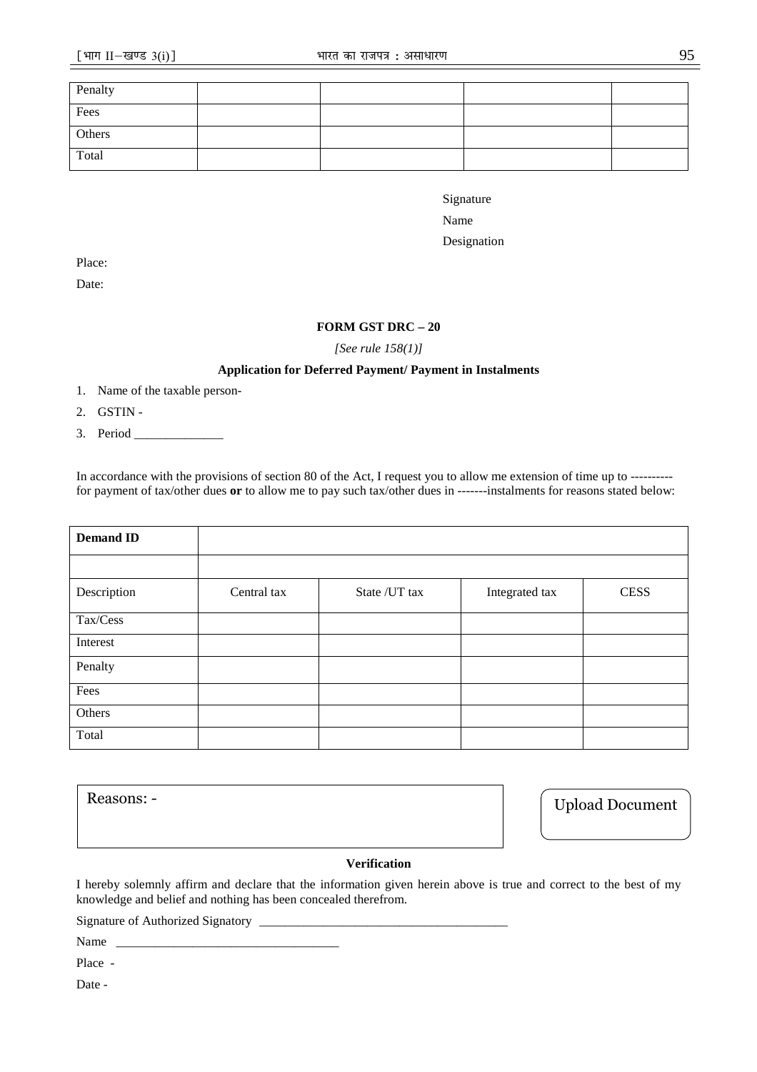| Penalty | | | | |
|---|---|---|---|---|
| Fees | | | | |
| Others | | | | |
| Total | | | | |

Signature

Name

Designation

Place:

Date:

**FORM GST DRC – 20**

*[See rule 158(1)]*

**Application for Deferred Payment/ Payment in Instalments**

1. Name of the taxable person-
2. GSTIN -
3. Period ______________

In accordance with the provisions of section 80 of the Act, I request you to allow me extension of time up to ---------- for payment of tax/other dues **or** to allow me to pay such tax/other dues in -------instalments for reasons stated below:

| **Demand ID** | | | | |
|---|---|---|---|---|
| | | | | |
| Description | Central tax | State /UT tax | Integrated tax | CESS |
| Tax/Cess | | | | |
| Interest | | | | |
| Penalty | | | | |
| Fees | | | | |
| Others | | | | |
| Total | | | | |

Reasons: -

Upload Document

**Verification**

I hereby solemnly affirm and declare that the information given herein above is true and correct to the best of my knowledge and belief and nothing has been concealed therefrom.

Signature of Authorized Signatory ______________________________________

Name ___________________________________

Place -

Date -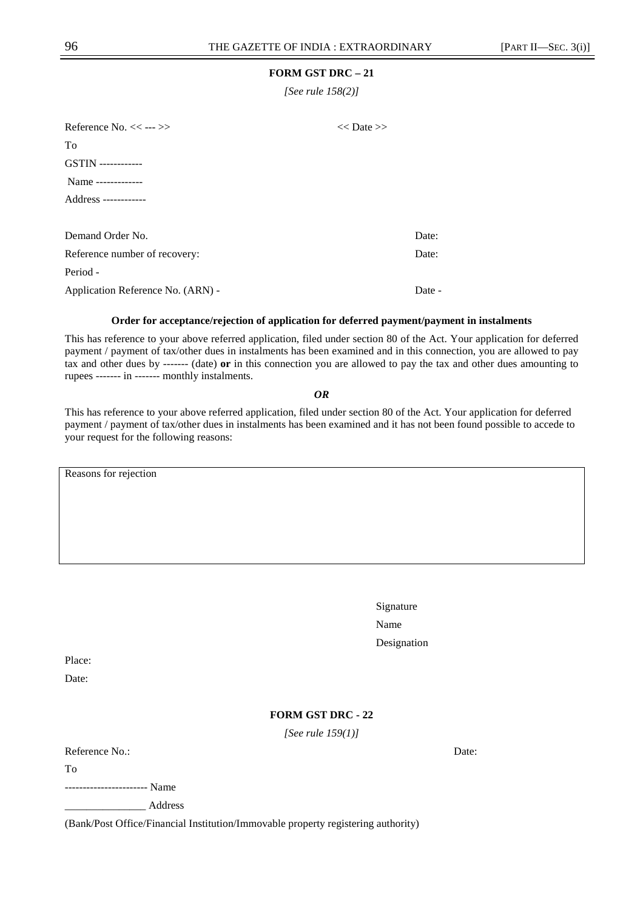**FORM GST DRC – 21**

*[See rule 158(2)]*

Reference No. << --- >> &nbsp;&nbsp;&nbsp;&nbsp;&nbsp;&nbsp;&nbsp;&nbsp; << Date >>

To

GSTIN ------------

Name -------------

Address ------------

Demand Order No. &nbsp;&nbsp;&nbsp;&nbsp;&nbsp;&nbsp;&nbsp;&nbsp; Date:

Reference number of recovery: &nbsp;&nbsp;&nbsp;&nbsp;&nbsp;&nbsp;&nbsp;&nbsp; Date:

Period -

Application Reference No. (ARN) - &nbsp;&nbsp;&nbsp;&nbsp;&nbsp;&nbsp;&nbsp;&nbsp; Date -

**Order for acceptance/rejection of application for deferred payment/payment in instalments**

This has reference to your above referred application, filed under section 80 of the Act. Your application for deferred payment / payment of tax/other dues in instalments has been examined and in this connection, you are allowed to pay tax and other dues by ------- (date) **or** in this connection you are allowed to pay the tax and other dues amounting to rupees ------- in ------- monthly instalments.

***OR***

This has reference to your above referred application, filed under section 80 of the Act. Your application for deferred payment / payment of tax/other dues in instalments has been examined and it has not been found possible to accede to your request for the following reasons:

| Reasons for rejection |
|---|
| |

Signature

Name

Designation

Place:

Date:

**FORM GST DRC - 22**

*[See rule 159(1)]*

Reference No.: &nbsp;&nbsp;&nbsp;&nbsp;&nbsp;&nbsp;&nbsp;&nbsp; Date:

To

----------------------- Name

_______________ Address

(Bank/Post Office/Financial Institution/Immovable property registering authority)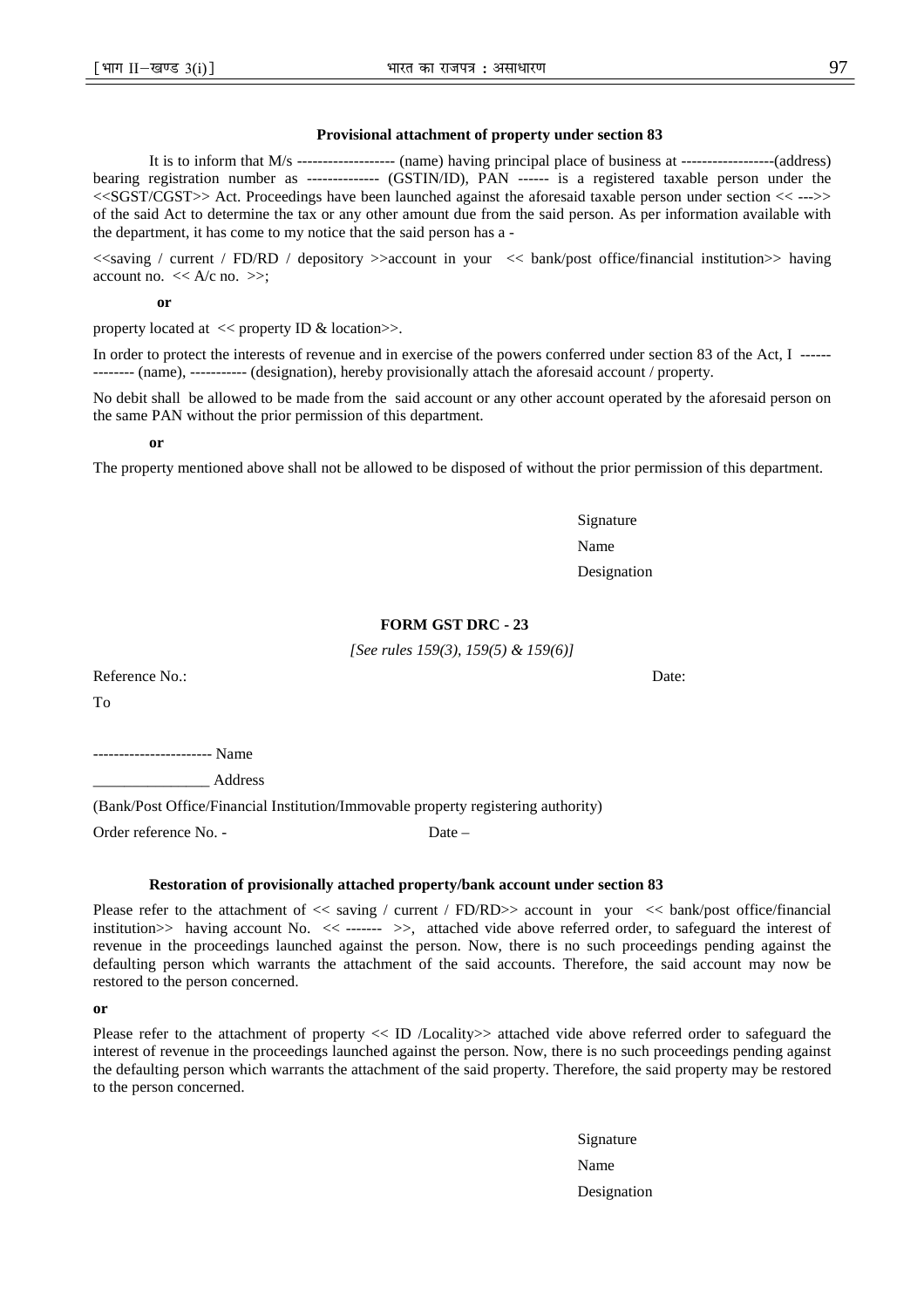**Provisional attachment of property under section 83**

It is to inform that M/s ------------------- (name) having principal place of business at ------------------(address) bearing registration number as -------------- (GSTIN/ID), PAN ------ is a registered taxable person under the <<SGST/CGST>> Act. Proceedings have been launched against the aforesaid taxable person under section << --->> of the said Act to determine the tax or any other amount due from the said person. As per information available with the department, it has come to my notice that the said person has a -

<<saving / current / FD/RD / depository >>account in your << bank/post office/financial institution>> having account no. << A/c no. >>;

**or**

property located at << property ID & location>>.

In order to protect the interests of revenue and in exercise of the powers conferred under section 83 of the Act, I -------------- (name), ----------- (designation), hereby provisionally attach the aforesaid account / property.

No debit shall be allowed to be made from the said account or any other account operated by the aforesaid person on the same PAN without the prior permission of this department.

**or**

The property mentioned above shall not be allowed to be disposed of without the prior permission of this department.

Signature

Name

Designation

**FORM GST DRC - 23**

*[See rules 159(3), 159(5) & 159(6)]*

Reference No.: Date:

To

----------------------- Name

_______________ Address

(Bank/Post Office/Financial Institution/Immovable property registering authority)

Order reference No. - Date –

**Restoration of provisionally attached property/bank account under section 83**

Please refer to the attachment of << saving / current / FD/RD>> account in your << bank/post office/financial institution>> having account No. << ------- >>, attached vide above referred order, to safeguard the interest of revenue in the proceedings launched against the person. Now, there is no such proceedings pending against the defaulting person which warrants the attachment of the said accounts. Therefore, the said account may now be restored to the person concerned.

**or**

Please refer to the attachment of property << ID /Locality>> attached vide above referred order to safeguard the interest of revenue in the proceedings launched against the person. Now, there is no such proceedings pending against the defaulting person which warrants the attachment of the said property. Therefore, the said property may be restored to the person concerned.

Signature

Name

Designation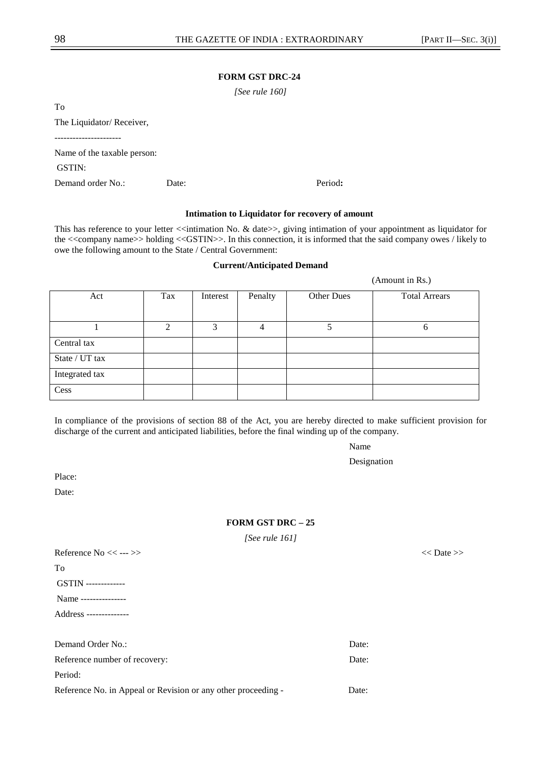**FORM GST DRC-24**

*[See rule 160]*

To

The Liquidator/ Receiver,

----------------------

Name of the taxable person:

GSTIN:

Demand order No.: Date: Period**:**

**Intimation to Liquidator for recovery of amount**

This has reference to your letter <<intimation No. & date>>, giving intimation of your appointment as liquidator for the <<company name>> holding <<GSTIN>>. In this connection, it is informed that the said company owes / likely to owe the following amount to the State / Central Government:

**Current/Anticipated Demand**

(Amount in Rs.)

| Act | Tax | Interest | Penalty | Other Dues | Total Arrears |
|---|---|---|---|---|---|
| 1 | 2 | 3 | 4 | 5 | 6 |
| Central tax | | | | | |
| State / UT tax | | | | | |
| Integrated tax | | | | | |
| Cess | | | | | |

In compliance of the provisions of section 88 of the Act, you are hereby directed to make sufficient provision for discharge of the current and anticipated liabilities, before the final winding up of the company.

Name

Designation

Place:

Date:

**FORM GST DRC – 25**

*[See rule 161]*

Reference No << --- >> << Date >>

To

GSTIN -------------

Name ---------------

Address --------------

Demand Order No.: Date:

Reference number of recovery: Date:

Period:

Reference No. in Appeal or Revision or any other proceeding - Date: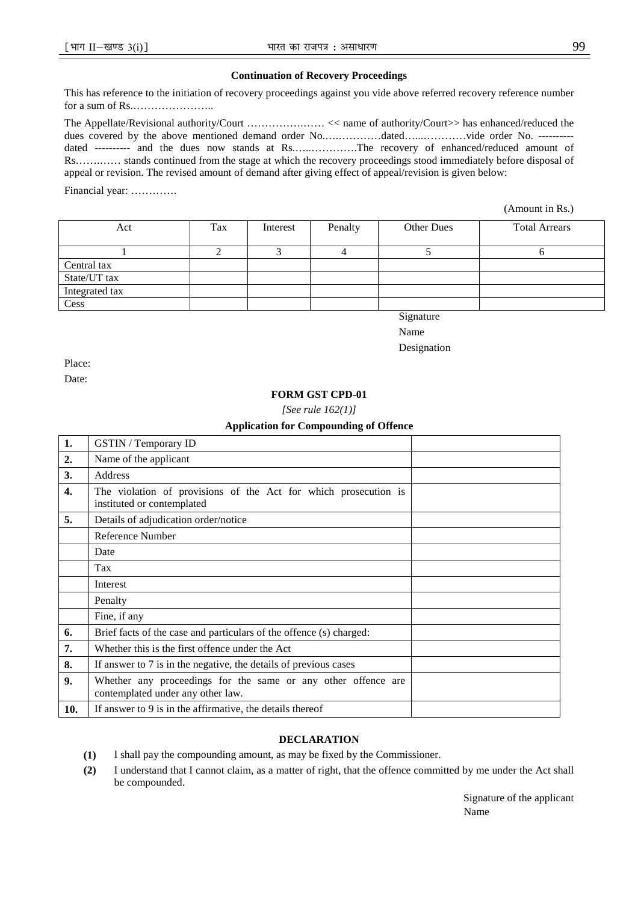**Continuation of Recovery Proceedings**

This has reference to the initiation of recovery proceedings against you vide above referred recovery reference number for a sum of Rs.…………………..

The Appellate/Revisional authority/Court ………………… << name of authority/Court>> has enhanced/reduced the dues covered by the above mentioned demand order No.…..…………dated…...…………vide order No. ---------- dated ---------- and the dues now stands at Rs.…..………….The recovery of enhanced/reduced amount of Rs……..…… stands continued from the stage at which the recovery proceedings stood immediately before disposal of appeal or revision. The revised amount of demand after giving effect of appeal/revision is given below:

Financial year: ………….

(Amount in Rs.)

| Act | Tax | Interest | Penalty | Other Dues | Total Arrears |
|---|---|---|---|---|---|
| 1 | 2 | 3 | 4 | 5 | 6 |
| Central tax | | | | | |
| State/UT tax | | | | | |
| Integrated tax | | | | | |
| Cess | | | | | |

Signature

Name

Designation

Place:

Date:

## FORM GST CPD-01

*[See rule 162(1)]*

### Application for Compounding of Offence

| | | |
|---|---|---|
| **1.** | GSTIN / Temporary ID | |
| **2.** | Name of the applicant | |
| **3.** | Address | |
| **4.** | The violation of provisions of the Act for which prosecution is instituted or contemplated | |
| **5.** | Details of adjudication order/notice | |
| | Reference Number | |
| | Date | |
| | Tax | |
| | Interest | |
| | Penalty | |
| | Fine, if any | |
| **6.** | Brief facts of the case and particulars of the offence (s) charged: | |
| **7.** | Whether this is the first offence under the Act | |
| **8.** | If answer to 7 is in the negative, the details of previous cases | |
| **9.** | Whether any proceedings for the same or any other offence are contemplated under any other law. | |
| **10.** | If answer to 9 is in the affirmative, the details thereof | |

**DECLARATION**

**(1)** I shall pay the compounding amount, as may be fixed by the Commissioner.

**(2)** I understand that I cannot claim, as a matter of right, that the offence committed by me under the Act shall be compounded.

Signature of the applicant

Name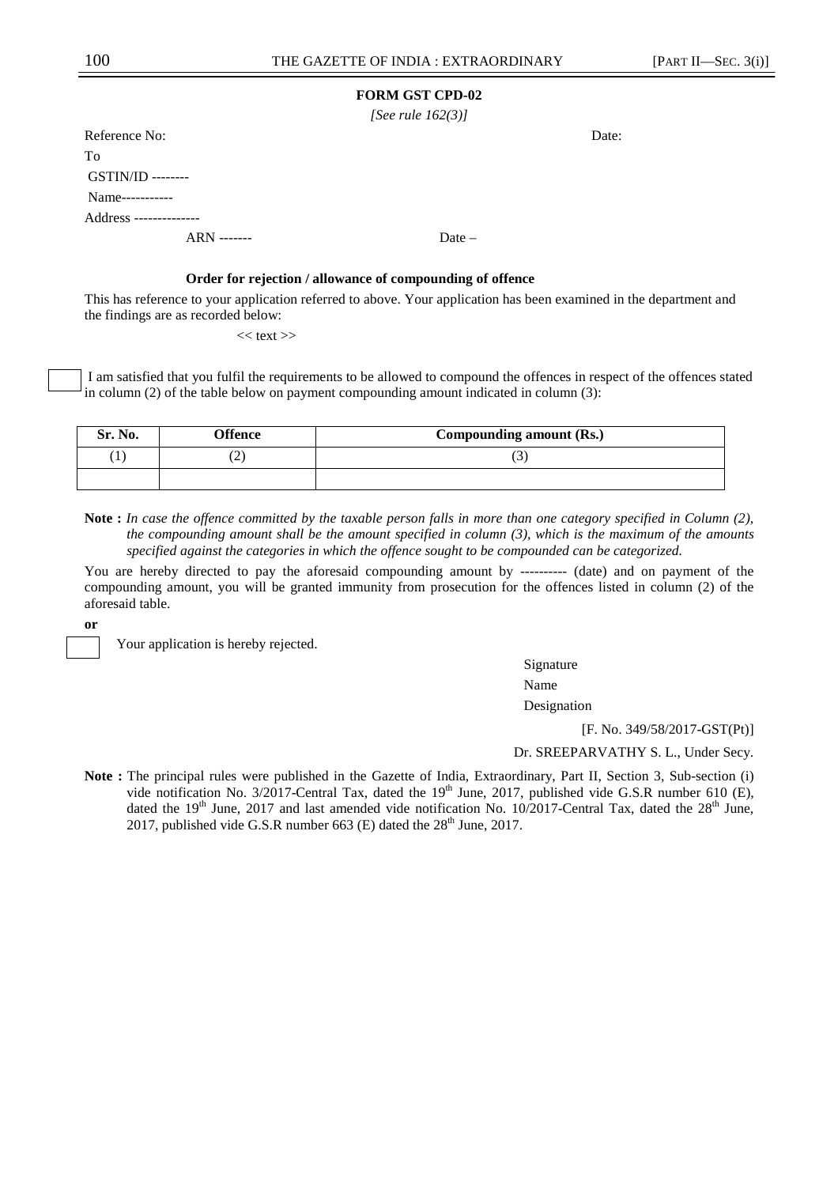**FORM GST CPD-02**

*[See rule 162(3)]*

Reference No: Date:

To

GSTIN/ID --------

Name-----------

Address --------------

ARN ------- Date –

**Order for rejection / allowance of compounding of offence**

This has reference to your application referred to above. Your application has been examined in the department and the findings are as recorded below:

<< text >>

☐ I am satisfied that you fulfil the requirements to be allowed to compound the offences in respect of the offences stated in column (2) of the table below on payment compounding amount indicated in column (3):

| Sr. No. | Offence | Compounding amount (Rs.) |
|---|---|---|
| (1) | (2) | (3) |
| | | |

**Note :** *In case the offence committed by the taxable person falls in more than one category specified in Column (2), the compounding amount shall be the amount specified in column (3), which is the maximum of the amounts specified against the categories in which the offence sought to be compounded can be categorized.*

You are hereby directed to pay the aforesaid compounding amount by ---------- (date) and on payment of the compounding amount, you will be granted immunity from prosecution for the offences listed in column (2) of the aforesaid table.

**or**

☐ Your application is hereby rejected.

Signature

Name

Designation

[F. No. 349/58/2017-GST(Pt)]

Dr. SREEPARVATHY S. L., Under Secy.

**Note :** The principal rules were published in the Gazette of India, Extraordinary, Part II, Section 3, Sub-section (i) vide notification No. 3/2017-Central Tax, dated the 19th June, 2017, published vide G.S.R number 610 (E), dated the 19th June, 2017 and last amended vide notification No. 10/2017-Central Tax, dated the 28th June, 2017, published vide G.S.R number 663 (E) dated the 28th June, 2017.